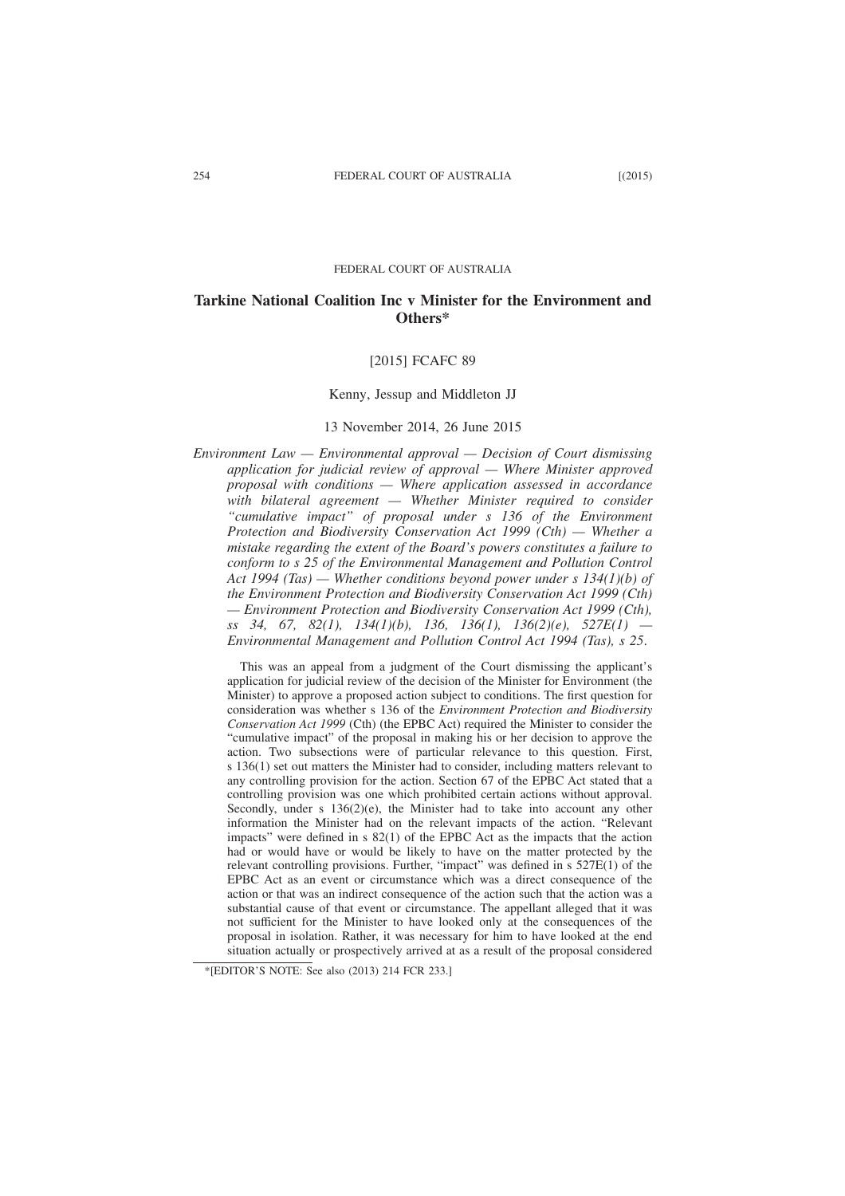FEDERAL COURT OF AUSTRALIA

# Tarkine National Coalition Inc v Minister for the Environment and Others*

[2015] FCAFC 89

Kenny, Jessup and Middleton JJ

13 November 2014, 26 June 2015

*Environment Law — Environmental approval — Decision of Court dismissing application for judicial review of approval — Where Minister approved proposal with conditions — Where application assessed in accordance with bilateral agreement — Whether Minister required to consider "cumulative impact" of proposal under s 136 of the Environment Protection and Biodiversity Conservation Act 1999 (Cth) — Whether a mistake regarding the extent of the Board's powers constitutes a failure to conform to s 25 of the Environmental Management and Pollution Control Act 1994 (Tas) — Whether conditions beyond power under s 134(1)(b) of the Environment Protection and Biodiversity Conservation Act 1999 (Cth) — Environment Protection and Biodiversity Conservation Act 1999 (Cth), ss 34, 67, 82(1), 134(1)(b), 136, 136(1), 136(2)(e), 527E(1) — Environmental Management and Pollution Control Act 1994 (Tas), s 25.*

This was an appeal from a judgment of the Court dismissing the applicant's application for judicial review of the decision of the Minister for Environment (the Minister) to approve a proposed action subject to conditions. The first question for consideration was whether s 136 of the *Environment Protection and Biodiversity Conservation Act 1999* (Cth) (the EPBC Act) required the Minister to consider the "cumulative impact" of the proposal in making his or her decision to approve the action. Two subsections were of particular relevance to this question. First, s 136(1) set out matters the Minister had to consider, including matters relevant to any controlling provision for the action. Section 67 of the EPBC Act stated that a controlling provision was one which prohibited certain actions without approval. Secondly, under s 136(2)(e), the Minister had to take into account any other information the Minister had on the relevant impacts of the action. "Relevant impacts" were defined in s 82(1) of the EPBC Act as the impacts that the action had or would have or would be likely to have on the matter protected by the relevant controlling provisions. Further, "impact" was defined in s 527E(1) of the EPBC Act as an event or circumstance which was a direct consequence of the action or that was an indirect consequence of the action such that the action was a substantial cause of that event or circumstance. The appellant alleged that it was not sufficient for the Minister to have looked only at the consequences of the proposal in isolation. Rather, it was necessary for him to have looked at the end situation actually or prospectively arrived at as a result of the proposal considered

*[EDITOR'S NOTE: See also (2013) 214 FCR 233.]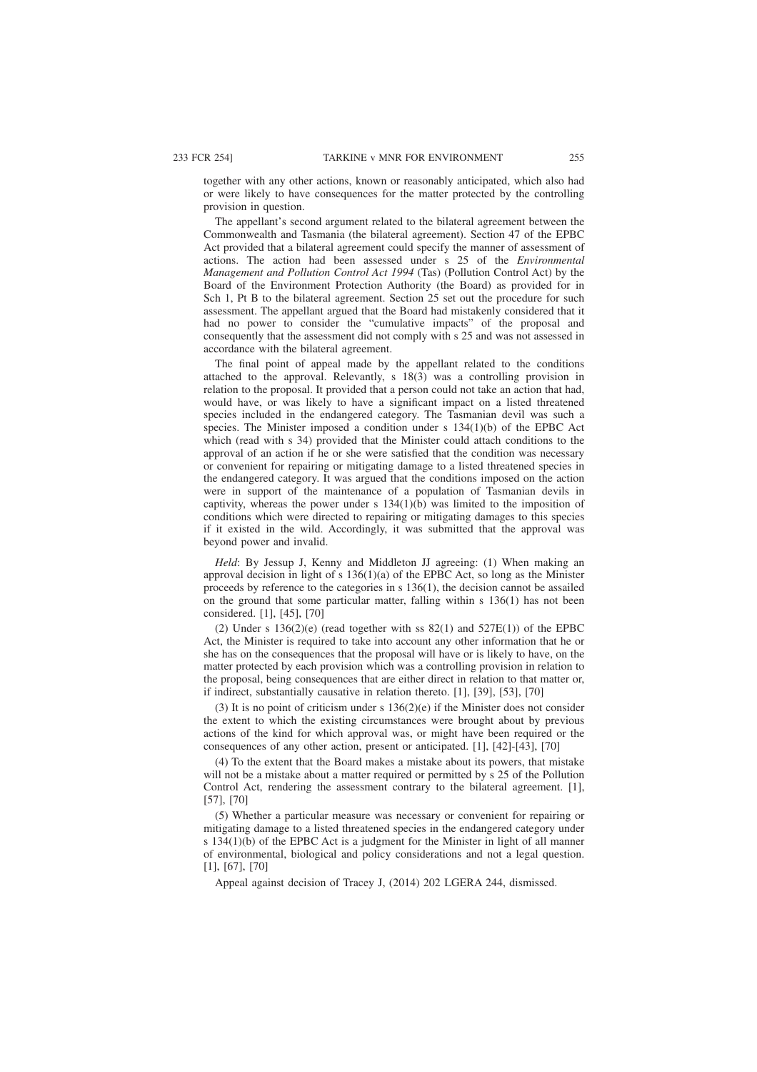together with any other actions, known or reasonably anticipated, which also had or were likely to have consequences for the matter protected by the controlling provision in question.

The appellant's second argument related to the bilateral agreement between the Commonwealth and Tasmania (the bilateral agreement). Section 47 of the EPBC Act provided that a bilateral agreement could specify the manner of assessment of actions. The action had been assessed under s 25 of the *Environmental Management and Pollution Control Act 1994* (Tas) (Pollution Control Act) by the Board of the Environment Protection Authority (the Board) as provided for in Sch 1, Pt B to the bilateral agreement. Section 25 set out the procedure for such assessment. The appellant argued that the Board had mistakenly considered that it had no power to consider the "cumulative impacts" of the proposal and consequently that the assessment did not comply with s 25 and was not assessed in accordance with the bilateral agreement.

The final point of appeal made by the appellant related to the conditions attached to the approval. Relevantly, s 18(3) was a controlling provision in relation to the proposal. It provided that a person could not take an action that had, would have, or was likely to have a significant impact on a listed threatened species included in the endangered category. The Tasmanian devil was such a species. The Minister imposed a condition under s 134(1)(b) of the EPBC Act which (read with s 34) provided that the Minister could attach conditions to the approval of an action if he or she were satisfied that the condition was necessary or convenient for repairing or mitigating damage to a listed threatened species in the endangered category. It was argued that the conditions imposed on the action were in support of the maintenance of a population of Tasmanian devils in captivity, whereas the power under s 134(1)(b) was limited to the imposition of conditions which were directed to repairing or mitigating damages to this species if it existed in the wild. Accordingly, it was submitted that the approval was beyond power and invalid.

*Held*: By Jessup J, Kenny and Middleton JJ agreeing: (1) When making an approval decision in light of s 136(1)(a) of the EPBC Act, so long as the Minister proceeds by reference to the categories in s 136(1), the decision cannot be assailed on the ground that some particular matter, falling within s 136(1) has not been considered. [1], [45], [70]

(2) Under s 136(2)(e) (read together with ss 82(1) and 527E(1)) of the EPBC Act, the Minister is required to take into account any other information that he or she has on the consequences that the proposal will have or is likely to have, on the matter protected by each provision which was a controlling provision in relation to the proposal, being consequences that are either direct in relation to that matter or, if indirect, substantially causative in relation thereto. [1], [39], [53], [70]

(3) It is no point of criticism under s 136(2)(e) if the Minister does not consider the extent to which the existing circumstances were brought about by previous actions of the kind for which approval was, or might have been required or the consequences of any other action, present or anticipated. [1], [42]-[43], [70]

(4) To the extent that the Board makes a mistake about its powers, that mistake will not be a mistake about a matter required or permitted by s 25 of the Pollution Control Act, rendering the assessment contrary to the bilateral agreement. [1], [57], [70]

(5) Whether a particular measure was necessary or convenient for repairing or mitigating damage to a listed threatened species in the endangered category under s 134(1)(b) of the EPBC Act is a judgment for the Minister in light of all manner of environmental, biological and policy considerations and not a legal question. [1], [67], [70]

Appeal against decision of Tracey J, (2014) 202 LGERA 244, dismissed.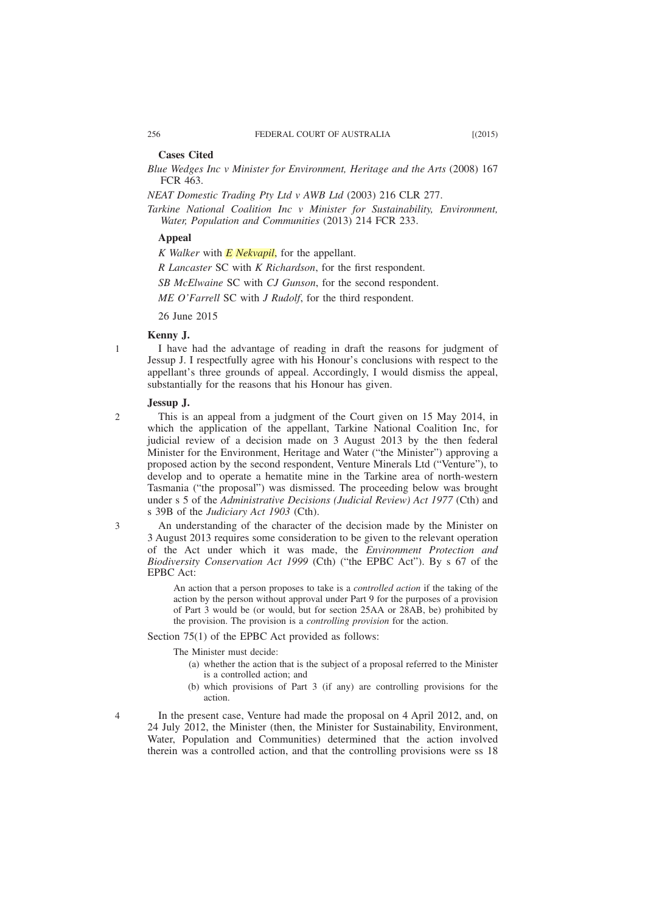**Cases Cited**

*Blue Wedges Inc v Minister for Environment, Heritage and the Arts* (2008) 167 FCR 463.

*NEAT Domestic Trading Pty Ltd v AWB Ltd* (2003) 216 CLR 277.

*Tarkine National Coalition Inc v Minister for Sustainability, Environment, Water, Population and Communities* (2013) 214 FCR 233.

**Appeal**

*K Walker* with *E Nekvapil*, for the appellant.

*R Lancaster* SC with *K Richardson*, for the first respondent.

*SB McElwaine* SC with *CJ Gunson*, for the second respondent.

*ME O'Farrell* SC with *J Rudolf*, for the third respondent.

26 June 2015

**Kenny J.**

1 I have had the advantage of reading in draft the reasons for judgment of Jessup J. I respectfully agree with his Honour's conclusions with respect to the appellant's three grounds of appeal. Accordingly, I would dismiss the appeal, substantially for the reasons that his Honour has given.

**Jessup J.**

2 This is an appeal from a judgment of the Court given on 15 May 2014, in which the application of the appellant, Tarkine National Coalition Inc, for judicial review of a decision made on 3 August 2013 by the then federal Minister for the Environment, Heritage and Water ("the Minister") approving a proposed action by the second respondent, Venture Minerals Ltd ("Venture"), to develop and to operate a hematite mine in the Tarkine area of north-western Tasmania ("the proposal") was dismissed. The proceeding below was brought under s 5 of the *Administrative Decisions (Judicial Review) Act 1977* (Cth) and s 39B of the *Judiciary Act 1903* (Cth).

3 An understanding of the character of the decision made by the Minister on 3 August 2013 requires some consideration to be given to the relevant operation of the Act under which it was made, the *Environment Protection and Biodiversity Conservation Act 1999* (Cth) ("the EPBC Act"). By s 67 of the EPBC Act:

> An action that a person proposes to take is a *controlled action* if the taking of the action by the person without approval under Part 9 for the purposes of a provision of Part 3 would be (or would, but for section 25AA or 28AB, be) prohibited by the provision. The provision is a *controlling provision* for the action.

Section 75(1) of the EPBC Act provided as follows:

> The Minister must decide:
>
> (a) whether the action that is the subject of a proposal referred to the Minister is a controlled action; and
>
> (b) which provisions of Part 3 (if any) are controlling provisions for the action.

4 In the present case, Venture had made the proposal on 4 April 2012, and, on 24 July 2012, the Minister (then, the Minister for Sustainability, Environment, Water, Population and Communities) determined that the action involved therein was a controlled action, and that the controlling provisions were ss 18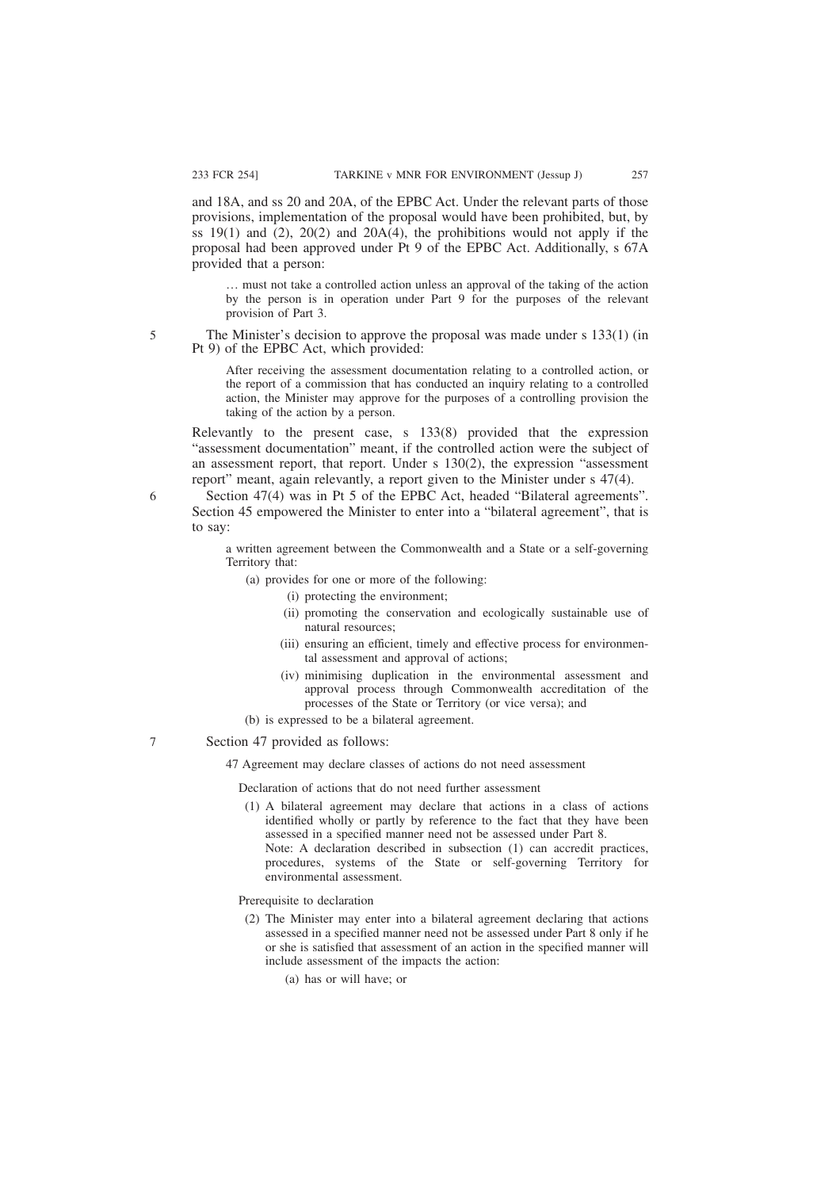and 18A, and ss 20 and 20A, of the EPBC Act. Under the relevant parts of those provisions, implementation of the proposal would have been prohibited, but, by ss 19(1) and (2), 20(2) and 20A(4), the prohibitions would not apply if the proposal had been approved under Pt 9 of the EPBC Act. Additionally, s 67A provided that a person:

> … must not take a controlled action unless an approval of the taking of the action by the person is in operation under Part 9 for the purposes of the relevant provision of Part 3.

5 The Minister's decision to approve the proposal was made under s 133(1) (in Pt 9) of the EPBC Act, which provided:

> After receiving the assessment documentation relating to a controlled action, or the report of a commission that has conducted an inquiry relating to a controlled action, the Minister may approve for the purposes of a controlling provision the taking of the action by a person.

Relevantly to the present case, s 133(8) provided that the expression "assessment documentation" meant, if the controlled action were the subject of an assessment report, that report. Under s 130(2), the expression "assessment report" meant, again relevantly, a report given to the Minister under s 47(4).

6 Section 47(4) was in Pt 5 of the EPBC Act, headed "Bilateral agreements". Section 45 empowered the Minister to enter into a "bilateral agreement", that is to say:

> a written agreement between the Commonwealth and a State or a self-governing Territory that:
>
> (a) provides for one or more of the following:
>
> (i) protecting the environment;
>
> (ii) promoting the conservation and ecologically sustainable use of natural resources;
>
> (iii) ensuring an efficient, timely and effective process for environmental assessment and approval of actions;
>
> (iv) minimising duplication in the environmental assessment and approval process through Commonwealth accreditation of the processes of the State or Territory (or vice versa); and
>
> (b) is expressed to be a bilateral agreement.

7 Section 47 provided as follows:

> 47 Agreement may declare classes of actions do not need assessment
>
> Declaration of actions that do not need further assessment
>
> (1) A bilateral agreement may declare that actions in a class of actions identified wholly or partly by reference to the fact that they have been assessed in a specified manner need not be assessed under Part 8.
> Note: A declaration described in subsection (1) can accredit practices, procedures, systems of the State or self-governing Territory for environmental assessment.
>
> Prerequisite to declaration
>
> (2) The Minister may enter into a bilateral agreement declaring that actions assessed in a specified manner need not be assessed under Part 8 only if he or she is satisfied that assessment of an action in the specified manner will include assessment of the impacts the action:
>
> (a) has or will have; or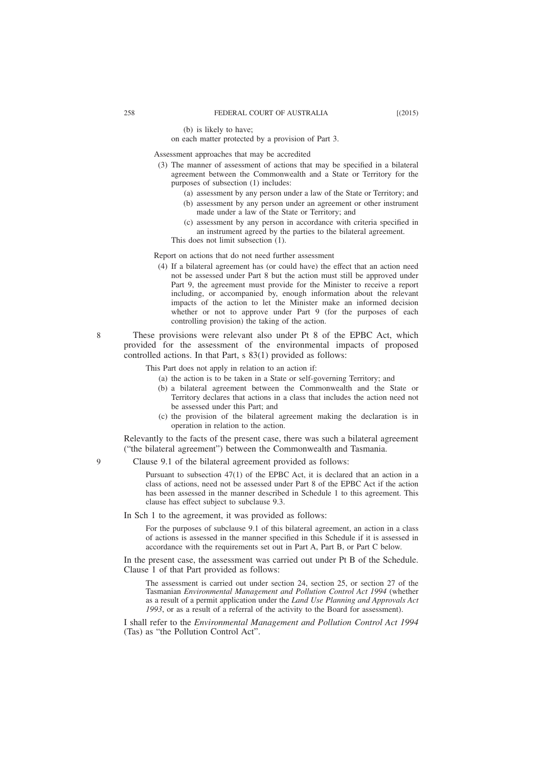(b) is likely to have;

on each matter protected by a provision of Part 3.

Assessment approaches that may be accredited

(3) The manner of assessment of actions that may be specified in a bilateral agreement between the Commonwealth and a State or Territory for the purposes of subsection (1) includes:

(a) assessment by any person under a law of the State or Territory; and

(b) assessment by any person under an agreement or other instrument made under a law of the State or Territory; and

(c) assessment by any person in accordance with criteria specified in an instrument agreed by the parties to the bilateral agreement.

This does not limit subsection (1).

Report on actions that do not need further assessment

(4) If a bilateral agreement has (or could have) the effect that an action need not be assessed under Part 8 but the action must still be approved under Part 9, the agreement must provide for the Minister to receive a report including, or accompanied by, enough information about the relevant impacts of the action to let the Minister make an informed decision whether or not to approve under Part 9 (for the purposes of each controlling provision) the taking of the action.

8 These provisions were relevant also under Pt 8 of the EPBC Act, which provided for the assessment of the environmental impacts of proposed controlled actions. In that Part, s 83(1) provided as follows:

> This Part does not apply in relation to an action if:
>
> (a) the action is to be taken in a State or self-governing Territory; and
>
> (b) a bilateral agreement between the Commonwealth and the State or Territory declares that actions in a class that includes the action need not be assessed under this Part; and
>
> (c) the provision of the bilateral agreement making the declaration is in operation in relation to the action.

Relevantly to the facts of the present case, there was such a bilateral agreement ("the bilateral agreement") between the Commonwealth and Tasmania.

9 Clause 9.1 of the bilateral agreement provided as follows:

> Pursuant to subsection 47(1) of the EPBC Act, it is declared that an action in a class of actions, need not be assessed under Part 8 of the EPBC Act if the action has been assessed in the manner described in Schedule 1 to this agreement. This clause has effect subject to subclause 9.3.

In Sch 1 to the agreement, it was provided as follows:

> For the purposes of subclause 9.1 of this bilateral agreement, an action in a class of actions is assessed in the manner specified in this Schedule if it is assessed in accordance with the requirements set out in Part A, Part B, or Part C below.

In the present case, the assessment was carried out under Pt B of the Schedule. Clause 1 of that Part provided as follows:

> The assessment is carried out under section 24, section 25, or section 27 of the Tasmanian *Environmental Management and Pollution Control Act 1994* (whether as a result of a permit application under the *Land Use Planning and Approvals Act 1993*, or as a result of a referral of the activity to the Board for assessment).

I shall refer to the *Environmental Management and Pollution Control Act 1994* (Tas) as "the Pollution Control Act".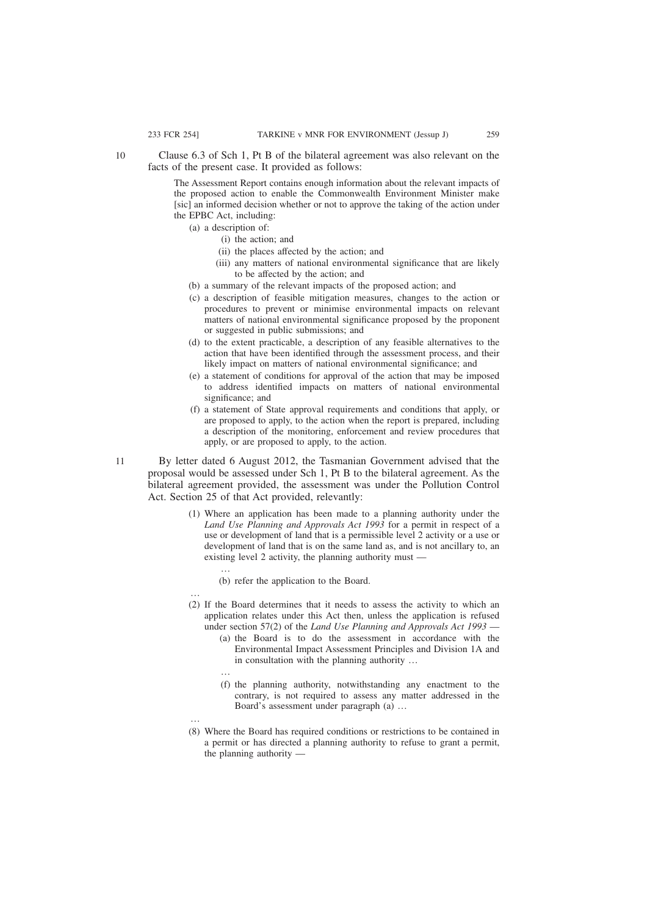10 Clause 6.3 of Sch 1, Pt B of the bilateral agreement was also relevant on the facts of the present case. It provided as follows:

> The Assessment Report contains enough information about the relevant impacts of the proposed action to enable the Commonwealth Environment Minister make [sic] an informed decision whether or not to approve the taking of the action under the EPBC Act, including:
>
> (a) a description of:
>   (i) the action; and
>   (ii) the places affected by the action; and
>   (iii) any matters of national environmental significance that are likely to be affected by the action; and
>
> (b) a summary of the relevant impacts of the proposed action; and
>
> (c) a description of feasible mitigation measures, changes to the action or procedures to prevent or minimise environmental impacts on relevant matters of national environmental significance proposed by the proponent or suggested in public submissions; and
>
> (d) to the extent practicable, a description of any feasible alternatives to the action that have been identified through the assessment process, and their likely impact on matters of national environmental significance; and
>
> (e) a statement of conditions for approval of the action that may be imposed to address identified impacts on matters of national environmental significance; and
>
> (f) a statement of State approval requirements and conditions that apply, or are proposed to apply, to the action when the report is prepared, including a description of the monitoring, enforcement and review procedures that apply, or are proposed to apply, to the action.

11 By letter dated 6 August 2012, the Tasmanian Government advised that the proposal would be assessed under Sch 1, Pt B to the bilateral agreement. As the bilateral agreement provided, the assessment was under the Pollution Control Act. Section 25 of that Act provided, relevantly:

> (1) Where an application has been made to a planning authority under the *Land Use Planning and Approvals Act 1993* for a permit in respect of a use or development of land that is a permissible level 2 activity or a use or development of land that is on the same land as, and is not ancillary to, an existing level 2 activity, the planning authority must —
>
>   …
>
>   (b) refer the application to the Board.
>
> …
>
> (2) If the Board determines that it needs to assess the activity to which an application relates under this Act then, unless the application is refused under section 57(2) of the *Land Use Planning and Approvals Act 1993* —
>
>   (a) the Board is to do the assessment in accordance with the Environmental Impact Assessment Principles and Division 1A and in consultation with the planning authority …
>
>   …
>
>   (f) the planning authority, notwithstanding any enactment to the contrary, is not required to assess any matter addressed in the Board's assessment under paragraph (a) …
>
> …
>
> (8) Where the Board has required conditions or restrictions to be contained in a permit or has directed a planning authority to refuse to grant a permit, the planning authority —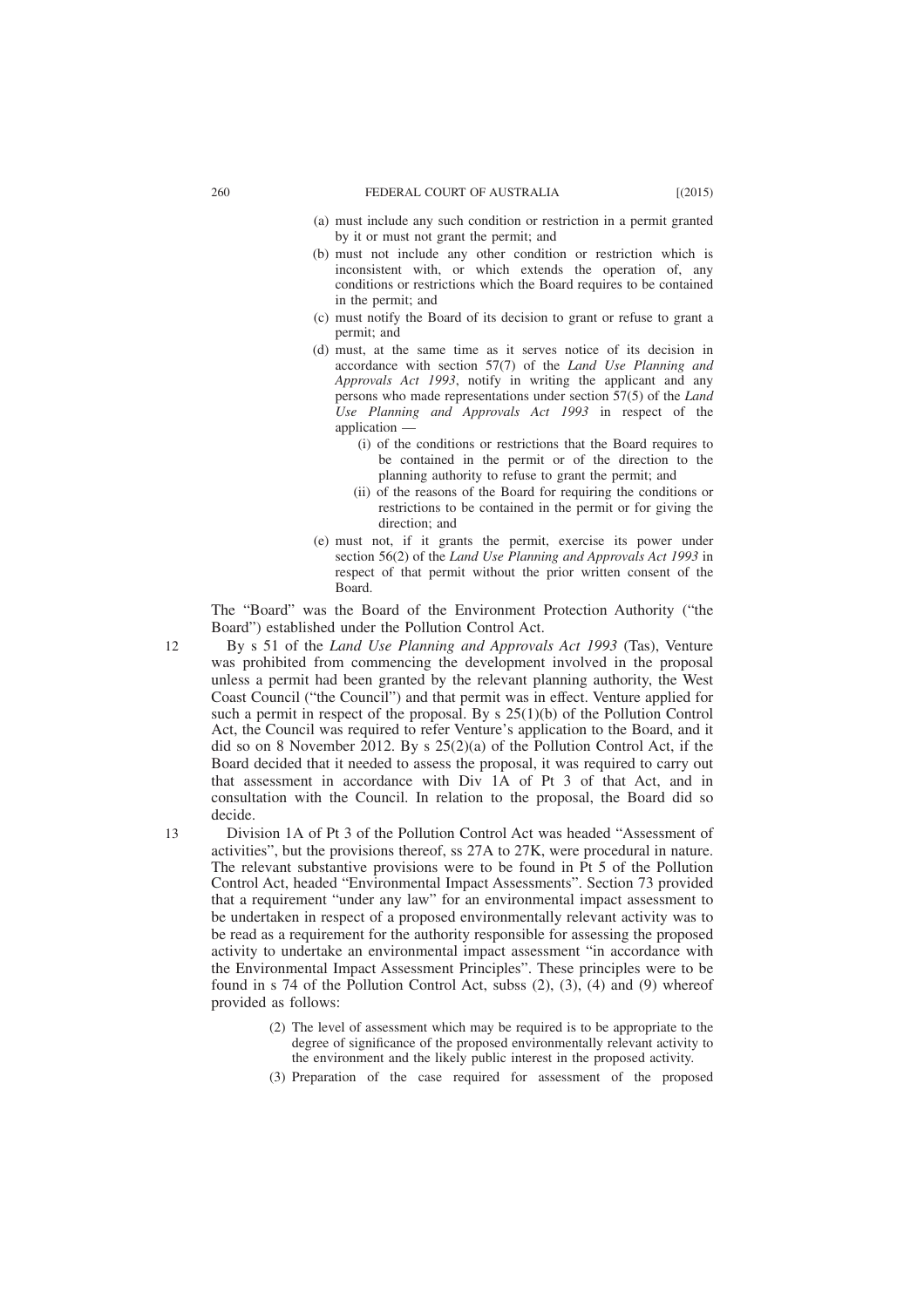(a) must include any such condition or restriction in a permit granted by it or must not grant the permit; and

(b) must not include any other condition or restriction which is inconsistent with, or which extends the operation of, any conditions or restrictions which the Board requires to be contained in the permit; and

(c) must notify the Board of its decision to grant or refuse to grant a permit; and

(d) must, at the same time as it serves notice of its decision in accordance with section 57(7) of the *Land Use Planning and Approvals Act 1993*, notify in writing the applicant and any persons who made representations under section 57(5) of the *Land Use Planning and Approvals Act 1993* in respect of the application —

   (i) of the conditions or restrictions that the Board requires to be contained in the permit or of the direction to the planning authority to refuse to grant the permit; and

   (ii) of the reasons of the Board for requiring the conditions or restrictions to be contained in the permit or for giving the direction; and

(e) must not, if it grants the permit, exercise its power under section 56(2) of the *Land Use Planning and Approvals Act 1993* in respect of that permit without the prior written consent of the Board.

The "Board" was the Board of the Environment Protection Authority ("the Board") established under the Pollution Control Act.

12 By s 51 of the *Land Use Planning and Approvals Act 1993* (Tas), Venture was prohibited from commencing the development involved in the proposal unless a permit had been granted by the relevant planning authority, the West Coast Council ("the Council") and that permit was in effect. Venture applied for such a permit in respect of the proposal. By s 25(1)(b) of the Pollution Control Act, the Council was required to refer Venture's application to the Board, and it did so on 8 November 2012. By s 25(2)(a) of the Pollution Control Act, if the Board decided that it needed to assess the proposal, it was required to carry out that assessment in accordance with Div 1A of Pt 3 of that Act, and in consultation with the Council. In relation to the proposal, the Board did so decide.

13 Division 1A of Pt 3 of the Pollution Control Act was headed "Assessment of activities", but the provisions thereof, ss 27A to 27K, were procedural in nature. The relevant substantive provisions were to be found in Pt 5 of the Pollution Control Act, headed "Environmental Impact Assessments". Section 73 provided that a requirement "under any law" for an environmental impact assessment to be undertaken in respect of a proposed environmentally relevant activity was to be read as a requirement for the authority responsible for assessing the proposed activity to undertake an environmental impact assessment "in accordance with the Environmental Impact Assessment Principles". These principles were to be found in s 74 of the Pollution Control Act, subss (2), (3), (4) and (9) whereof provided as follows:

(2) The level of assessment which may be required is to be appropriate to the degree of significance of the proposed environmentally relevant activity to the environment and the likely public interest in the proposed activity.

(3) Preparation of the case required for assessment of the proposed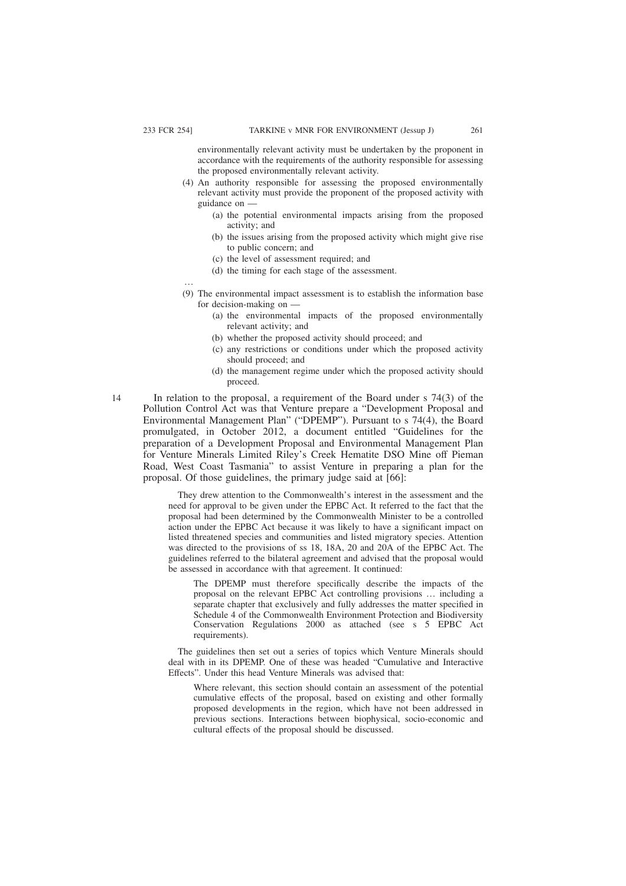environmentally relevant activity must be undertaken by the proponent in accordance with the requirements of the authority responsible for assessing the proposed environmentally relevant activity.

> (4) An authority responsible for assessing the proposed environmentally relevant activity must provide the proponent of the proposed activity with guidance on —
>
> > (a) the potential environmental impacts arising from the proposed activity; and
> >
> > (b) the issues arising from the proposed activity which might give rise to public concern; and
> >
> > (c) the level of assessment required; and
> >
> > (d) the timing for each stage of the assessment.
>
> …
>
> (9) The environmental impact assessment is to establish the information base for decision-making on —
>
> > (a) the environmental impacts of the proposed environmentally relevant activity; and
> >
> > (b) whether the proposed activity should proceed; and
> >
> > (c) any restrictions or conditions under which the proposed activity should proceed; and
> >
> > (d) the management regime under which the proposed activity should proceed.

14 In relation to the proposal, a requirement of the Board under s 74(3) of the Pollution Control Act was that Venture prepare a "Development Proposal and Environmental Management Plan" ("DPEMP"). Pursuant to s 74(4), the Board promulgated, in October 2012, a document entitled "Guidelines for the preparation of a Development Proposal and Environmental Management Plan for Venture Minerals Limited Riley's Creek Hematite DSO Mine off Pieman Road, West Coast Tasmania" to assist Venture in preparing a plan for the proposal. Of those guidelines, the primary judge said at [66]:

> They drew attention to the Commonwealth's interest in the assessment and the need for approval to be given under the EPBC Act. It referred to the fact that the proposal had been determined by the Commonwealth Minister to be a controlled action under the EPBC Act because it was likely to have a significant impact on listed threatened species and communities and listed migratory species. Attention was directed to the provisions of ss 18, 18A, 20 and 20A of the EPBC Act. The guidelines referred to the bilateral agreement and advised that the proposal would be assessed in accordance with that agreement. It continued:
>
> > The DPEMP must therefore specifically describe the impacts of the proposal on the relevant EPBC Act controlling provisions … including a separate chapter that exclusively and fully addresses the matter specified in Schedule 4 of the Commonwealth Environment Protection and Biodiversity Conservation Regulations 2000 as attached (see s 5 EPBC Act requirements).
>
> The guidelines then set out a series of topics which Venture Minerals should deal with in its DPEMP. One of these was headed "Cumulative and Interactive Effects". Under this head Venture Minerals was advised that:
>
> > Where relevant, this section should contain an assessment of the potential cumulative effects of the proposal, based on existing and other formally proposed developments in the region, which have not been addressed in previous sections. Interactions between biophysical, socio-economic and cultural effects of the proposal should be discussed.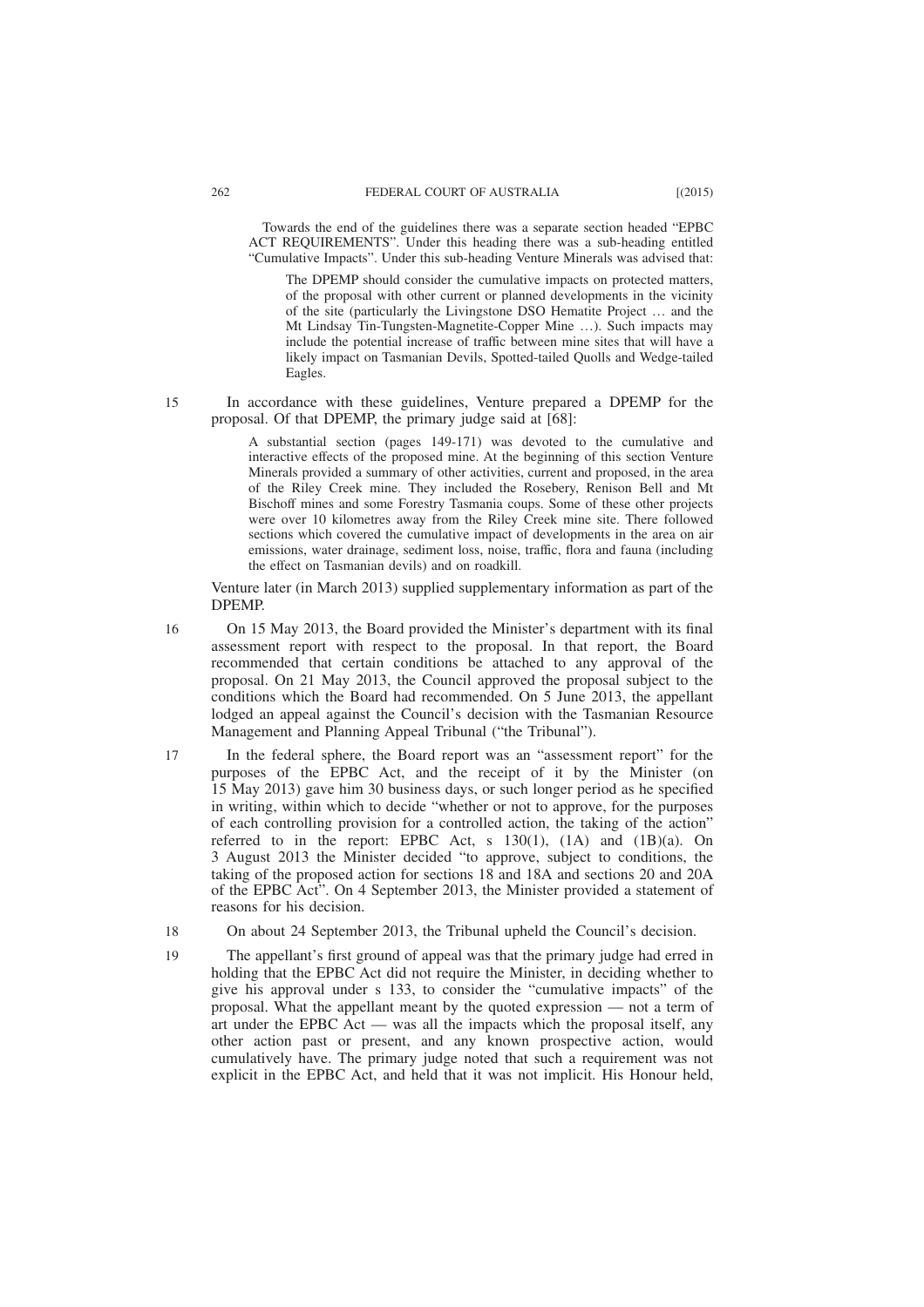Towards the end of the guidelines there was a separate section headed "EPBC ACT REQUIREMENTS". Under this heading there was a sub-heading entitled "Cumulative Impacts". Under this sub-heading Venture Minerals was advised that:

> The DPEMP should consider the cumulative impacts on protected matters, of the proposal with other current or planned developments in the vicinity of the site (particularly the Livingstone DSO Hematite Project … and the Mt Lindsay Tin-Tungsten-Magnetite-Copper Mine …). Such impacts may include the potential increase of traffic between mine sites that will have a likely impact on Tasmanian Devils, Spotted-tailed Quolls and Wedge-tailed Eagles.

15 In accordance with these guidelines, Venture prepared a DPEMP for the proposal. Of that DPEMP, the primary judge said at [68]:

> A substantial section (pages 149-171) was devoted to the cumulative and interactive effects of the proposed mine. At the beginning of this section Venture Minerals provided a summary of other activities, current and proposed, in the area of the Riley Creek mine. They included the Rosebery, Renison Bell and Mt Bischoff mines and some Forestry Tasmania coups. Some of these other projects were over 10 kilometres away from the Riley Creek mine site. There followed sections which covered the cumulative impact of developments in the area on air emissions, water drainage, sediment loss, noise, traffic, flora and fauna (including the effect on Tasmanian devils) and on roadkill.

Venture later (in March 2013) supplied supplementary information as part of the DPEMP.

16 On 15 May 2013, the Board provided the Minister's department with its final assessment report with respect to the proposal. In that report, the Board recommended that certain conditions be attached to any approval of the proposal. On 21 May 2013, the Council approved the proposal subject to the conditions which the Board had recommended. On 5 June 2013, the appellant lodged an appeal against the Council's decision with the Tasmanian Resource Management and Planning Appeal Tribunal ("the Tribunal").

17 In the federal sphere, the Board report was an "assessment report" for the purposes of the EPBC Act, and the receipt of it by the Minister (on 15 May 2013) gave him 30 business days, or such longer period as he specified in writing, within which to decide "whether or not to approve, for the purposes of each controlling provision for a controlled action, the taking of the action" referred to in the report: EPBC Act, s 130(1), (1A) and (1B)(a). On 3 August 2013 the Minister decided "to approve, subject to conditions, the taking of the proposed action for sections 18 and 18A and sections 20 and 20A of the EPBC Act". On 4 September 2013, the Minister provided a statement of reasons for his decision.

18 On about 24 September 2013, the Tribunal upheld the Council's decision.

19 The appellant's first ground of appeal was that the primary judge had erred in holding that the EPBC Act did not require the Minister, in deciding whether to give his approval under s 133, to consider the "cumulative impacts" of the proposal. What the appellant meant by the quoted expression — not a term of art under the EPBC Act — was all the impacts which the proposal itself, any other action past or present, and any known prospective action, would cumulatively have. The primary judge noted that such a requirement was not explicit in the EPBC Act, and held that it was not implicit. His Honour held,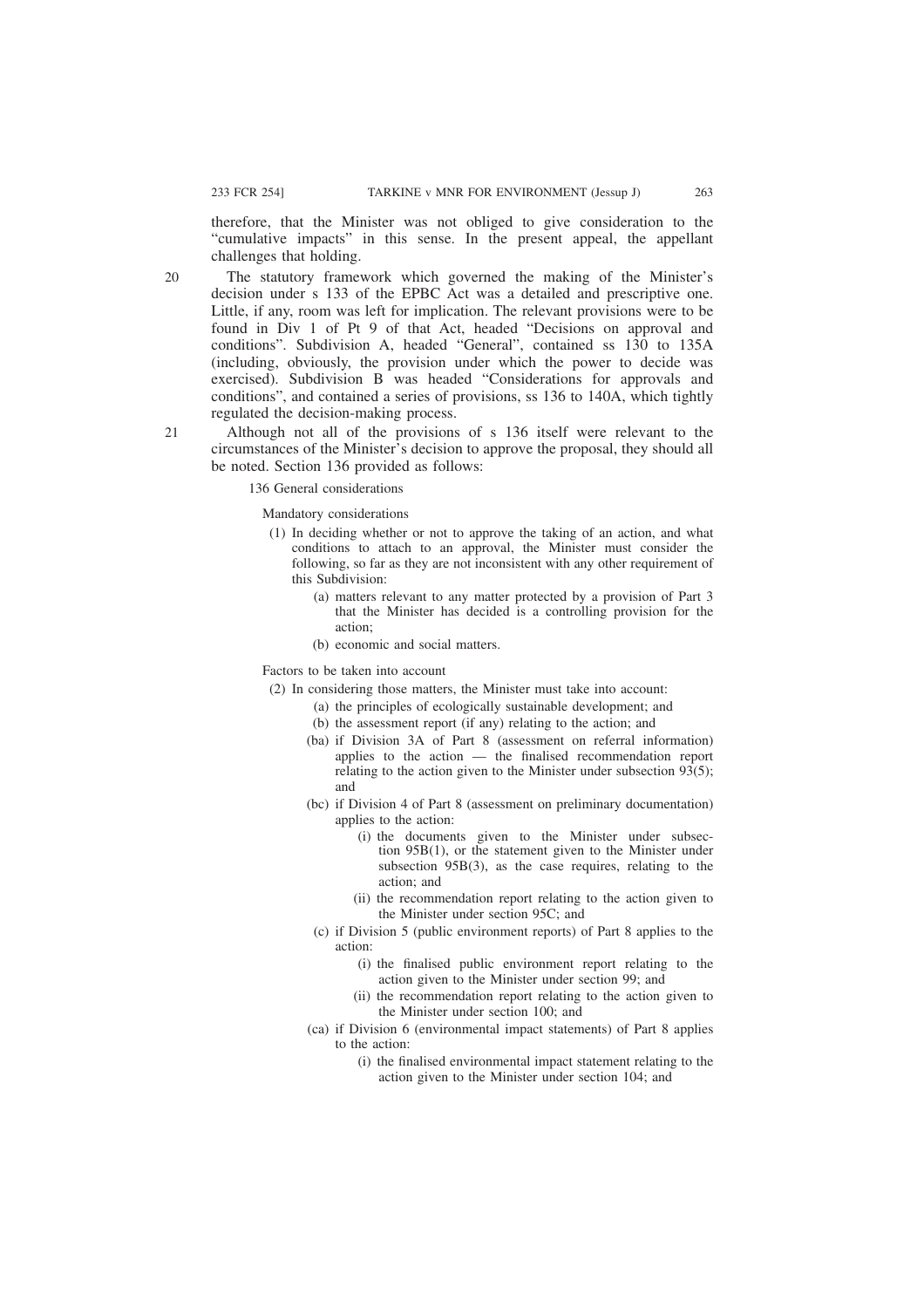therefore, that the Minister was not obliged to give consideration to the "cumulative impacts" in this sense. In the present appeal, the appellant challenges that holding.

20 The statutory framework which governed the making of the Minister's decision under s 133 of the EPBC Act was a detailed and prescriptive one. Little, if any, room was left for implication. The relevant provisions were to be found in Div 1 of Pt 9 of that Act, headed "Decisions on approval and conditions". Subdivision A, headed "General", contained ss 130 to 135A (including, obviously, the provision under which the power to decide was exercised). Subdivision B was headed "Considerations for approvals and conditions", and contained a series of provisions, ss 136 to 140A, which tightly regulated the decision-making process.

21 Although not all of the provisions of s 136 itself were relevant to the circumstances of the Minister's decision to approve the proposal, they should all be noted. Section 136 provided as follows:

> 136 General considerations
>
> Mandatory considerations
>
> (1) In deciding whether or not to approve the taking of an action, and what conditions to attach to an approval, the Minister must consider the following, so far as they are not inconsistent with any other requirement of this Subdivision:
>
> (a) matters relevant to any matter protected by a provision of Part 3 that the Minister has decided is a controlling provision for the action;
>
> (b) economic and social matters.
>
> Factors to be taken into account
>
> (2) In considering those matters, the Minister must take into account:
>
> (a) the principles of ecologically sustainable development; and
>
> (b) the assessment report (if any) relating to the action; and
>
> (ba) if Division 3A of Part 8 (assessment on referral information) applies to the action — the finalised recommendation report relating to the action given to the Minister under subsection 93(5); and
>
> (bc) if Division 4 of Part 8 (assessment on preliminary documentation) applies to the action:
>
> (i) the documents given to the Minister under subsection 95B(1), or the statement given to the Minister under subsection 95B(3), as the case requires, relating to the action; and
>
> (ii) the recommendation report relating to the action given to the Minister under section 95C; and
>
> (c) if Division 5 (public environment reports) of Part 8 applies to the action:
>
> (i) the finalised public environment report relating to the action given to the Minister under section 99; and
>
> (ii) the recommendation report relating to the action given to the Minister under section 100; and
>
> (ca) if Division 6 (environmental impact statements) of Part 8 applies to the action:
>
> (i) the finalised environmental impact statement relating to the action given to the Minister under section 104; and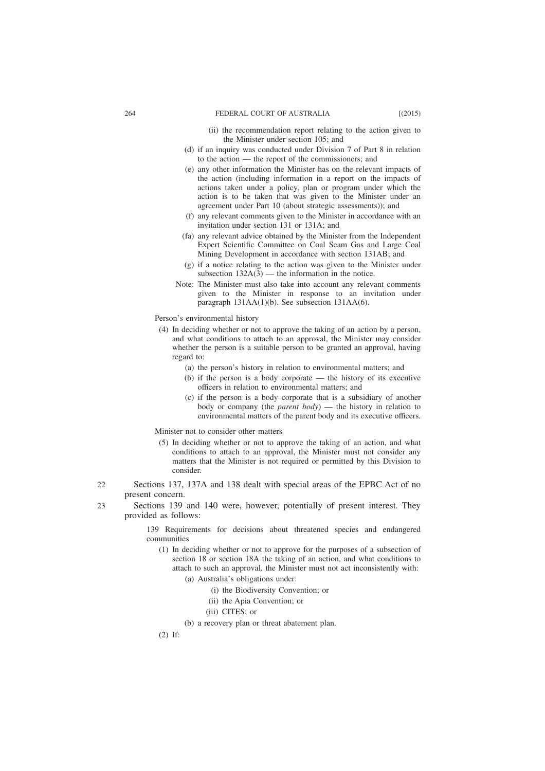(ii) the recommendation report relating to the action given to the Minister under section 105; and

(d) if an inquiry was conducted under Division 7 of Part 8 in relation to the action — the report of the commissioners; and

(e) any other information the Minister has on the relevant impacts of the action (including information in a report on the impacts of actions taken under a policy, plan or program under which the action is to be taken that was given to the Minister under an agreement under Part 10 (about strategic assessments)); and

(f) any relevant comments given to the Minister in accordance with an invitation under section 131 or 131A; and

(fa) any relevant advice obtained by the Minister from the Independent Expert Scientific Committee on Coal Seam Gas and Large Coal Mining Development in accordance with section 131AB; and

(g) if a notice relating to the action was given to the Minister under subsection 132A(3) — the information in the notice.

Note: The Minister must also take into account any relevant comments given to the Minister in response to an invitation under paragraph 131AA(1)(b). See subsection 131AA(6).

Person's environmental history

(4) In deciding whether or not to approve the taking of an action by a person, and what conditions to attach to an approval, the Minister may consider whether the person is a suitable person to be granted an approval, having regard to:

(a) the person's history in relation to environmental matters; and

(b) if the person is a body corporate — the history of its executive officers in relation to environmental matters; and

(c) if the person is a body corporate that is a subsidiary of another body or company (the *parent body*) — the history in relation to environmental matters of the parent body and its executive officers.

Minister not to consider other matters

(5) In deciding whether or not to approve the taking of an action, and what conditions to attach to an approval, the Minister must not consider any matters that the Minister is not required or permitted by this Division to consider.

22 Sections 137, 137A and 138 dealt with special areas of the EPBC Act of no present concern.

23 Sections 139 and 140 were, however, potentially of present interest. They provided as follows:

139 Requirements for decisions about threatened species and endangered communities

(1) In deciding whether or not to approve for the purposes of a subsection of section 18 or section 18A the taking of an action, and what conditions to attach to such an approval, the Minister must not act inconsistently with:

(a) Australia's obligations under:

(i) the Biodiversity Convention; or

(ii) the Apia Convention; or

(iii) CITES; or

(b) a recovery plan or threat abatement plan.

(2) If: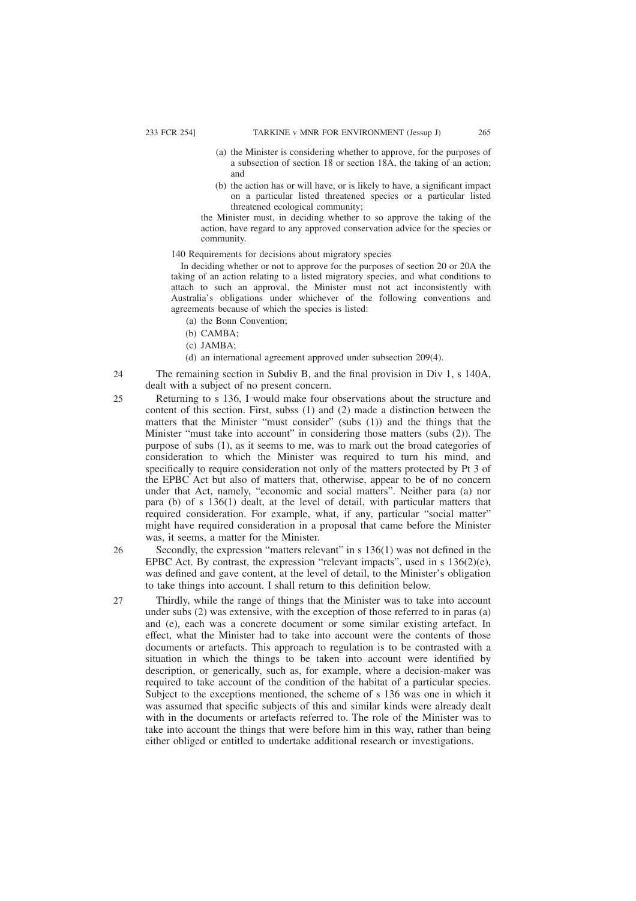(a) the Minister is considering whether to approve, for the purposes of a subsection of section 18 or section 18A, the taking of an action; and

(b) the action has or will have, or is likely to have, a significant impact on a particular listed threatened species or a particular listed threatened ecological community;

the Minister must, in deciding whether to so approve the taking of the action, have regard to any approved conservation advice for the species or community.

140 Requirements for decisions about migratory species

In deciding whether or not to approve for the purposes of section 20 or 20A the taking of an action relating to a listed migratory species, and what conditions to attach to such an approval, the Minister must not act inconsistently with Australia's obligations under whichever of the following conventions and agreements because of which the species is listed:

(a) the Bonn Convention;

(b) CAMBA;

(c) JAMBA;

(d) an international agreement approved under subsection 209(4).

24 The remaining section in Subdiv B, and the final provision in Div 1, s 140A, dealt with a subject of no present concern.

25 Returning to s 136, I would make four observations about the structure and content of this section. First, subss (1) and (2) made a distinction between the matters that the Minister "must consider" (subs (1)) and the things that the Minister "must take into account" in considering those matters (subs (2)). The purpose of subs (1), as it seems to me, was to mark out the broad categories of consideration to which the Minister was required to turn his mind, and specifically to require consideration not only of the matters protected by Pt 3 of the EPBC Act but also of matters that, otherwise, appear to be of no concern under that Act, namely, "economic and social matters". Neither para (a) nor para (b) of s 136(1) dealt, at the level of detail, with particular matters that required consideration. For example, what, if any, particular "social matter" might have required consideration in a proposal that came before the Minister was, it seems, a matter for the Minister.

26 Secondly, the expression "matters relevant" in s 136(1) was not defined in the EPBC Act. By contrast, the expression "relevant impacts", used in s 136(2)(e), was defined and gave content, at the level of detail, to the Minister's obligation to take things into account. I shall return to this definition below.

27 Thirdly, while the range of things that the Minister was to take into account under subs (2) was extensive, with the exception of those referred to in paras (a) and (e), each was a concrete document or some similar existing artefact. In effect, what the Minister had to take into account were the contents of those documents or artefacts. This approach to regulation is to be contrasted with a situation in which the things to be taken into account were identified by description, or generically, such as, for example, where a decision-maker was required to take account of the condition of the habitat of a particular species. Subject to the exceptions mentioned, the scheme of s 136 was one in which it was assumed that specific subjects of this and similar kinds were already dealt with in the documents or artefacts referred to. The role of the Minister was to take into account the things that were before him in this way, rather than being either obliged or entitled to undertake additional research or investigations.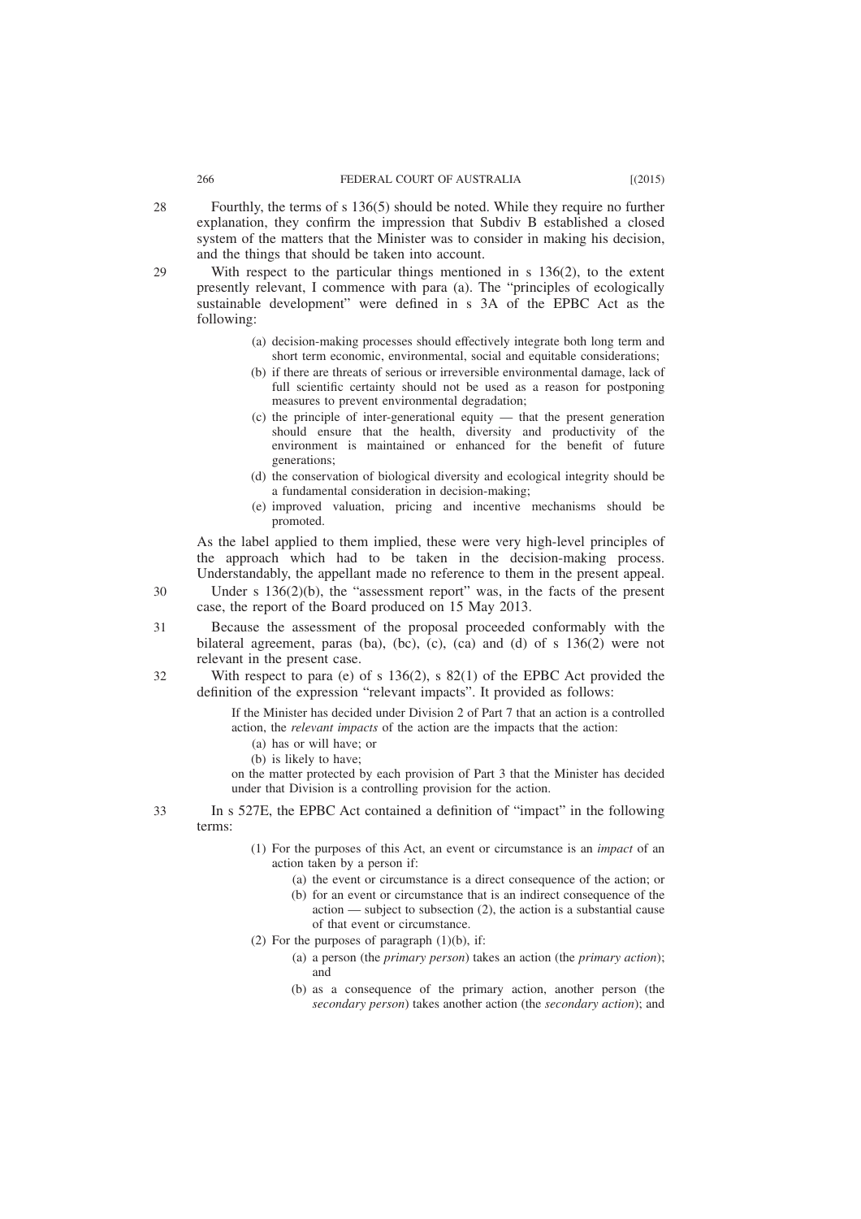28 Fourthly, the terms of s 136(5) should be noted. While they require no further explanation, they confirm the impression that Subdiv B established a closed system of the matters that the Minister was to consider in making his decision, and the things that should be taken into account.

29 With respect to the particular things mentioned in s 136(2), to the extent presently relevant, I commence with para (a). The "principles of ecologically sustainable development" were defined in s 3A of the EPBC Act as the following:

> (a) decision-making processes should effectively integrate both long term and short term economic, environmental, social and equitable considerations;
>
> (b) if there are threats of serious or irreversible environmental damage, lack of full scientific certainty should not be used as a reason for postponing measures to prevent environmental degradation;
>
> (c) the principle of inter-generational equity — that the present generation should ensure that the health, diversity and productivity of the environment is maintained or enhanced for the benefit of future generations;
>
> (d) the conservation of biological diversity and ecological integrity should be a fundamental consideration in decision-making;
>
> (e) improved valuation, pricing and incentive mechanisms should be promoted.

As the label applied to them implied, these were very high-level principles of the approach which had to be taken in the decision-making process. Understandably, the appellant made no reference to them in the present appeal.

30 Under s 136(2)(b), the "assessment report" was, in the facts of the present case, the report of the Board produced on 15 May 2013.

31 Because the assessment of the proposal proceeded conformably with the bilateral agreement, paras (ba), (bc), (c), (ca) and (d) of s 136(2) were not relevant in the present case.

32 With respect to para (e) of s 136(2), s 82(1) of the EPBC Act provided the definition of the expression "relevant impacts". It provided as follows:

> If the Minister has decided under Division 2 of Part 7 that an action is a controlled action, the *relevant impacts* of the action are the impacts that the action:
>
> (a) has or will have; or
>
> (b) is likely to have;
>
> on the matter protected by each provision of Part 3 that the Minister has decided under that Division is a controlling provision for the action.

33 In s 527E, the EPBC Act contained a definition of "impact" in the following terms:

> (1) For the purposes of this Act, an event or circumstance is an *impact* of an action taken by a person if:
>
> (a) the event or circumstance is a direct consequence of the action; or
>
> (b) for an event or circumstance that is an indirect consequence of the action — subject to subsection (2), the action is a substantial cause of that event or circumstance.
>
> (2) For the purposes of paragraph (1)(b), if:
>
> (a) a person (the *primary person*) takes an action (the *primary action*); and
>
> (b) as a consequence of the primary action, another person (the *secondary person*) takes another action (the *secondary action*); and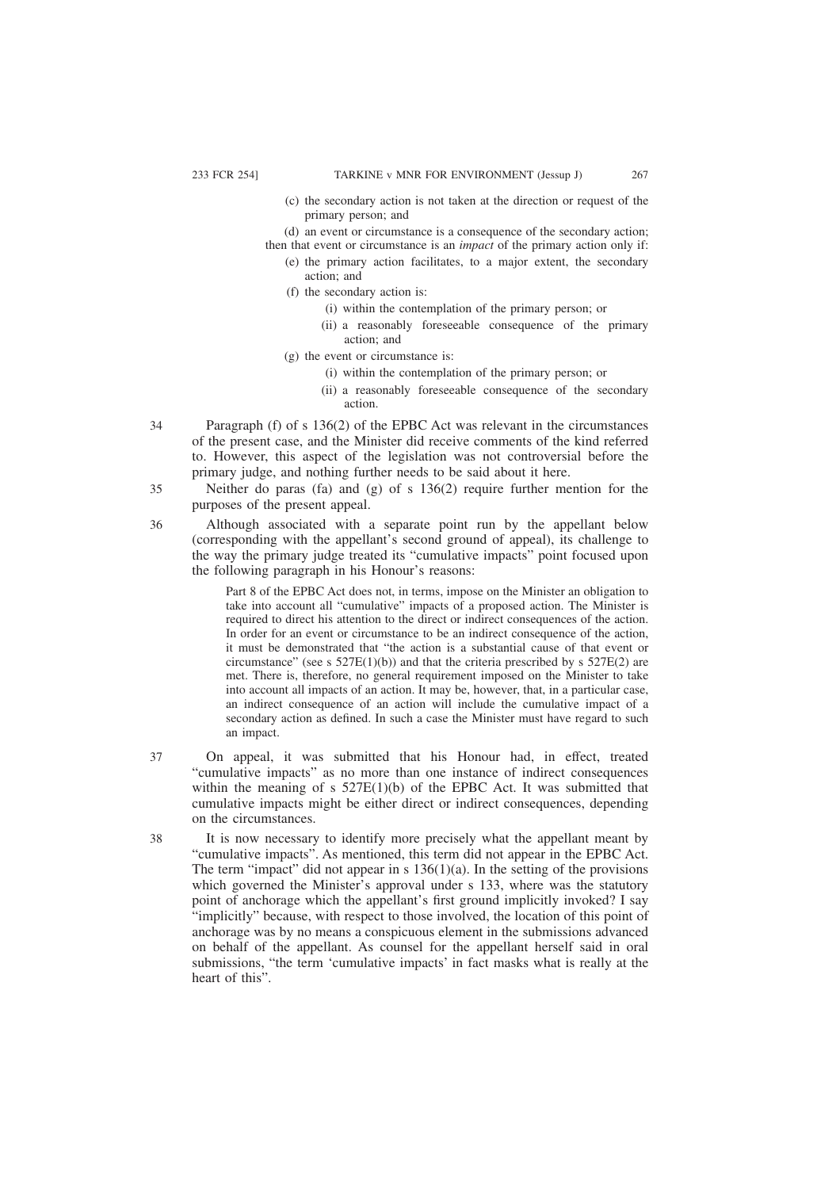(c) the secondary action is not taken at the direction or request of the primary person; and

(d) an event or circumstance is a consequence of the secondary action;

then that event or circumstance is an *impact* of the primary action only if:

(e) the primary action facilitates, to a major extent, the secondary action; and

(f) the secondary action is:

(i) within the contemplation of the primary person; or

(ii) a reasonably foreseeable consequence of the primary action; and

(g) the event or circumstance is:

(i) within the contemplation of the primary person; or

(ii) a reasonably foreseeable consequence of the secondary action.

34 Paragraph (f) of s 136(2) of the EPBC Act was relevant in the circumstances of the present case, and the Minister did receive comments of the kind referred to. However, this aspect of the legislation was not controversial before the primary judge, and nothing further needs to be said about it here.

35 Neither do paras (fa) and (g) of s 136(2) require further mention for the purposes of the present appeal.

36 Although associated with a separate point run by the appellant below (corresponding with the appellant's second ground of appeal), its challenge to the way the primary judge treated its "cumulative impacts" point focused upon the following paragraph in his Honour's reasons:

> Part 8 of the EPBC Act does not, in terms, impose on the Minister an obligation to take into account all "cumulative" impacts of a proposed action. The Minister is required to direct his attention to the direct or indirect consequences of the action. In order for an event or circumstance to be an indirect consequence of the action, it must be demonstrated that "the action is a substantial cause of that event or circumstance" (see s 527E(1)(b)) and that the criteria prescribed by s 527E(2) are met. There is, therefore, no general requirement imposed on the Minister to take into account all impacts of an action. It may be, however, that, in a particular case, an indirect consequence of an action will include the cumulative impact of a secondary action as defined. In such a case the Minister must have regard to such an impact.

37 On appeal, it was submitted that his Honour had, in effect, treated "cumulative impacts" as no more than one instance of indirect consequences within the meaning of s 527E(1)(b) of the EPBC Act. It was submitted that cumulative impacts might be either direct or indirect consequences, depending on the circumstances.

38 It is now necessary to identify more precisely what the appellant meant by "cumulative impacts". As mentioned, this term did not appear in the EPBC Act. The term "impact" did not appear in s 136(1)(a). In the setting of the provisions which governed the Minister's approval under s 133, where was the statutory point of anchorage which the appellant's first ground implicitly invoked? I say "implicitly" because, with respect to those involved, the location of this point of anchorage was by no means a conspicuous element in the submissions advanced on behalf of the appellant. As counsel for the appellant herself said in oral submissions, "the term 'cumulative impacts' in fact masks what is really at the heart of this".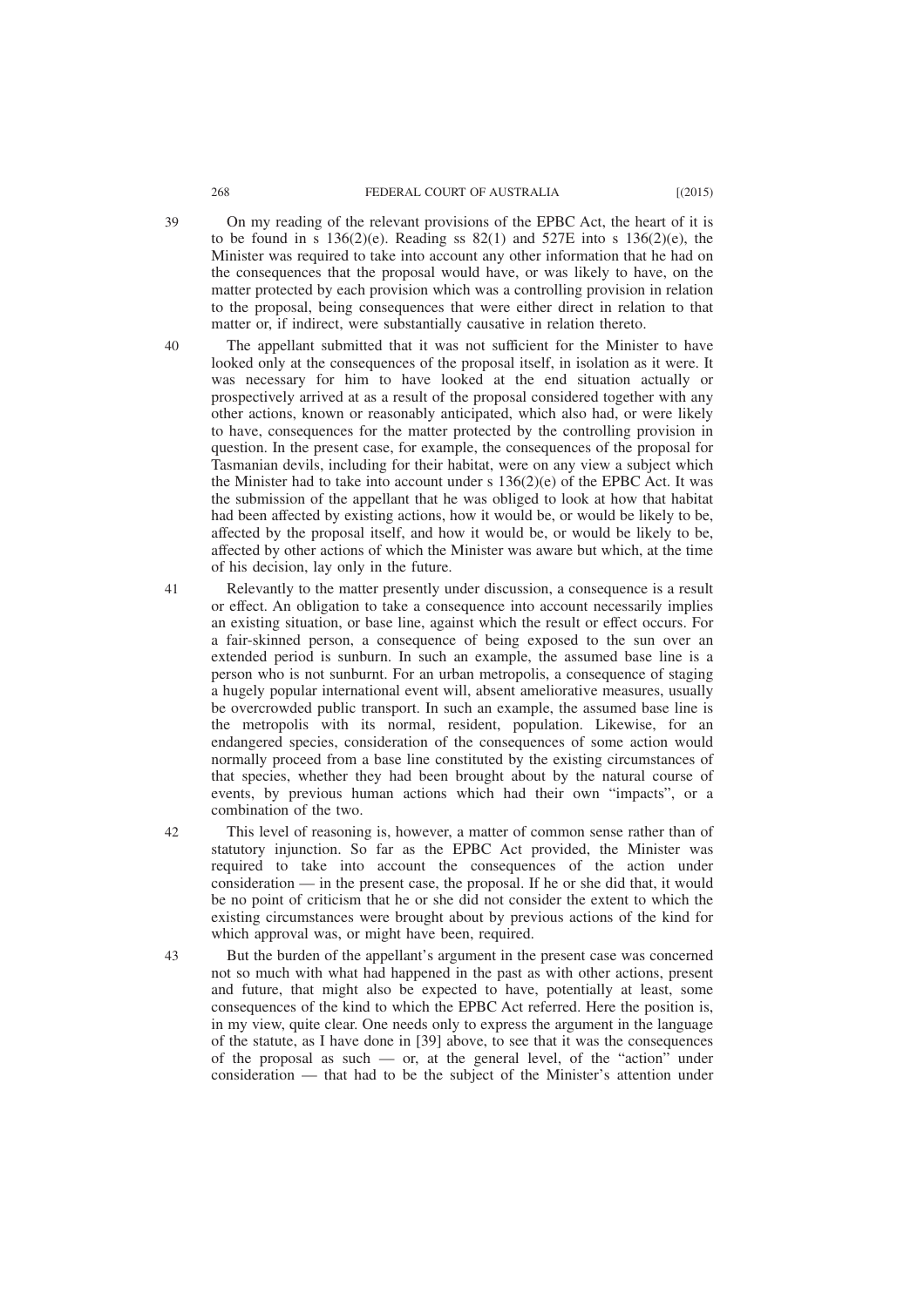39 On my reading of the relevant provisions of the EPBC Act, the heart of it is to be found in s 136(2)(e). Reading ss 82(1) and 527E into s 136(2)(e), the Minister was required to take into account any other information that he had on the consequences that the proposal would have, or was likely to have, on the matter protected by each provision which was a controlling provision in relation to the proposal, being consequences that were either direct in relation to that matter or, if indirect, were substantially causative in relation thereto.

40 The appellant submitted that it was not sufficient for the Minister to have looked only at the consequences of the proposal itself, in isolation as it were. It was necessary for him to have looked at the end situation actually or prospectively arrived at as a result of the proposal considered together with any other actions, known or reasonably anticipated, which also had, or were likely to have, consequences for the matter protected by the controlling provision in question. In the present case, for example, the consequences of the proposal for Tasmanian devils, including for their habitat, were on any view a subject which the Minister had to take into account under s 136(2)(e) of the EPBC Act. It was the submission of the appellant that he was obliged to look at how that habitat had been affected by existing actions, how it would be, or would be likely to be, affected by the proposal itself, and how it would be, or would be likely to be, affected by other actions of which the Minister was aware but which, at the time of his decision, lay only in the future.

41 Relevantly to the matter presently under discussion, a consequence is a result or effect. An obligation to take a consequence into account necessarily implies an existing situation, or base line, against which the result or effect occurs. For a fair-skinned person, a consequence of being exposed to the sun over an extended period is sunburn. In such an example, the assumed base line is a person who is not sunburnt. For an urban metropolis, a consequence of staging a hugely popular international event will, absent ameliorative measures, usually be overcrowded public transport. In such an example, the assumed base line is the metropolis with its normal, resident, population. Likewise, for an endangered species, consideration of the consequences of some action would normally proceed from a base line constituted by the existing circumstances of that species, whether they had been brought about by the natural course of events, by previous human actions which had their own "impacts", or a combination of the two.

42 This level of reasoning is, however, a matter of common sense rather than of statutory injunction. So far as the EPBC Act provided, the Minister was required to take into account the consequences of the action under consideration — in the present case, the proposal. If he or she did that, it would be no point of criticism that he or she did not consider the extent to which the existing circumstances were brought about by previous actions of the kind for which approval was, or might have been, required.

43 But the burden of the appellant's argument in the present case was concerned not so much with what had happened in the past as with other actions, present and future, that might also be expected to have, potentially at least, some consequences of the kind to which the EPBC Act referred. Here the position is, in my view, quite clear. One needs only to express the argument in the language of the statute, as I have done in [39] above, to see that it was the consequences of the proposal as such — or, at the general level, of the "action" under consideration — that had to be the subject of the Minister's attention under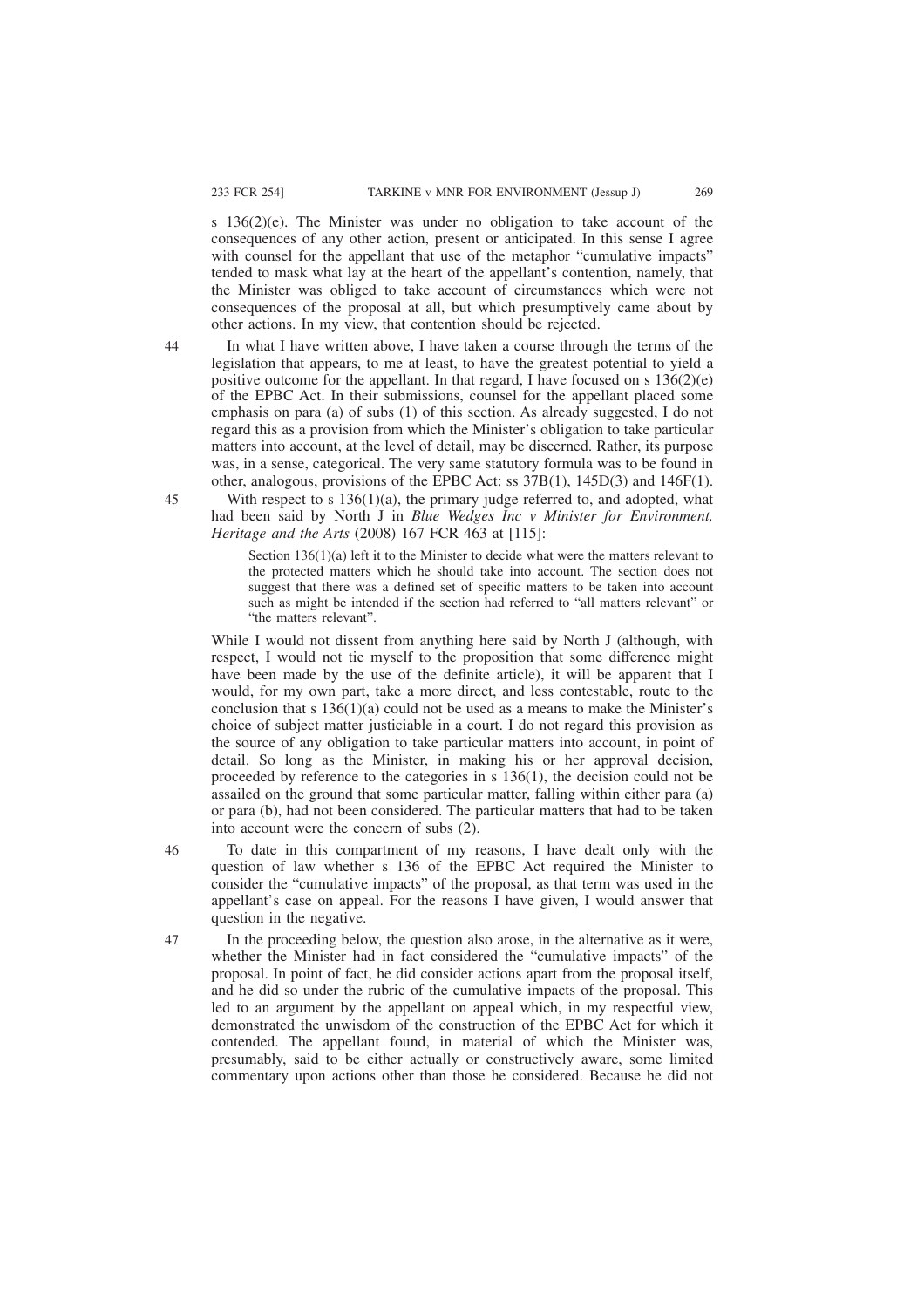s 136(2)(e). The Minister was under no obligation to take account of the consequences of any other action, present or anticipated. In this sense I agree with counsel for the appellant that use of the metaphor "cumulative impacts" tended to mask what lay at the heart of the appellant's contention, namely, that the Minister was obliged to take account of circumstances which were not consequences of the proposal at all, but which presumptively came about by other actions. In my view, that contention should be rejected.

44 In what I have written above, I have taken a course through the terms of the legislation that appears, to me at least, to have the greatest potential to yield a positive outcome for the appellant. In that regard, I have focused on s 136(2)(e) of the EPBC Act. In their submissions, counsel for the appellant placed some emphasis on para (a) of subs (1) of this section. As already suggested, I do not regard this as a provision from which the Minister's obligation to take particular matters into account, at the level of detail, may be discerned. Rather, its purpose was, in a sense, categorical. The very same statutory formula was to be found in other, analogous, provisions of the EPBC Act: ss 37B(1), 145D(3) and 146F(1).

45 With respect to s 136(1)(a), the primary judge referred to, and adopted, what had been said by North J in *Blue Wedges Inc v Minister for Environment, Heritage and the Arts* (2008) 167 FCR 463 at [115]:

> Section 136(1)(a) left it to the Minister to decide what were the matters relevant to the protected matters which he should take into account. The section does not suggest that there was a defined set of specific matters to be taken into account such as might be intended if the section had referred to "all matters relevant" or "the matters relevant".

While I would not dissent from anything here said by North J (although, with respect, I would not tie myself to the proposition that some difference might have been made by the use of the definite article), it will be apparent that I would, for my own part, take a more direct, and less contestable, route to the conclusion that s 136(1)(a) could not be used as a means to make the Minister's choice of subject matter justiciable in a court. I do not regard this provision as the source of any obligation to take particular matters into account, in point of detail. So long as the Minister, in making his or her approval decision, proceeded by reference to the categories in s 136(1), the decision could not be assailed on the ground that some particular matter, falling within either para (a) or para (b), had not been considered. The particular matters that had to be taken into account were the concern of subs (2).

46 To date in this compartment of my reasons, I have dealt only with the question of law whether s 136 of the EPBC Act required the Minister to consider the "cumulative impacts" of the proposal, as that term was used in the appellant's case on appeal. For the reasons I have given, I would answer that question in the negative.

47 In the proceeding below, the question also arose, in the alternative as it were, whether the Minister had in fact considered the "cumulative impacts" of the proposal. In point of fact, he did consider actions apart from the proposal itself, and he did so under the rubric of the cumulative impacts of the proposal. This led to an argument by the appellant on appeal which, in my respectful view, demonstrated the unwisdom of the construction of the EPBC Act for which it contended. The appellant found, in material of which the Minister was, presumably, said to be either actually or constructively aware, some limited commentary upon actions other than those he considered. Because he did not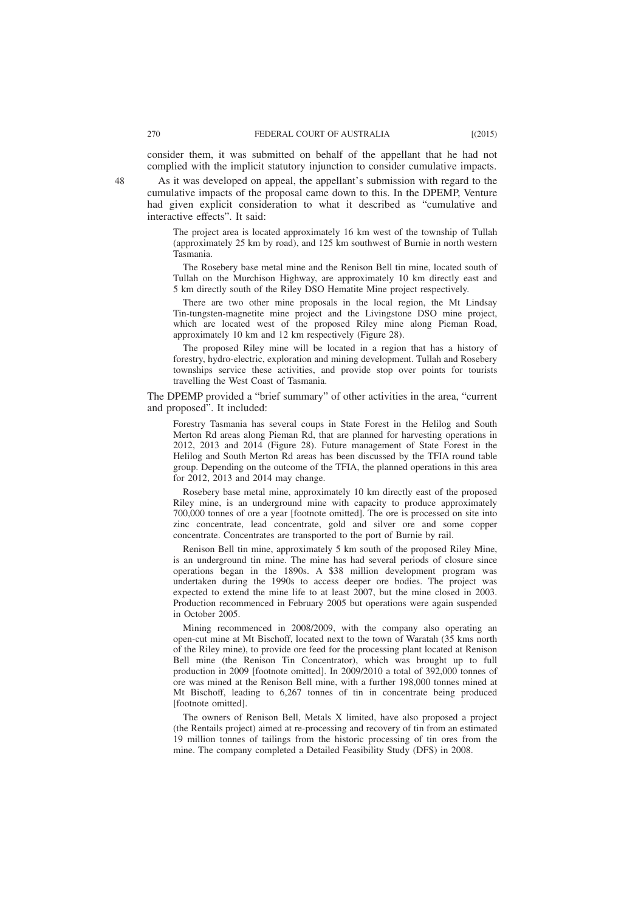consider them, it was submitted on behalf of the appellant that he had not complied with the implicit statutory injunction to consider cumulative impacts.

48 As it was developed on appeal, the appellant's submission with regard to the cumulative impacts of the proposal came down to this. In the DPEMP, Venture had given explicit consideration to what it described as "cumulative and interactive effects". It said:

> The project area is located approximately 16 km west of the township of Tullah (approximately 25 km by road), and 125 km southwest of Burnie in north western Tasmania.
>
> The Rosebery base metal mine and the Renison Bell tin mine, located south of Tullah on the Murchison Highway, are approximately 10 km directly east and 5 km directly south of the Riley DSO Hematite Mine project respectively.
>
> There are two other mine proposals in the local region, the Mt Lindsay Tin-tungsten-magnetite mine project and the Livingstone DSO mine project, which are located west of the proposed Riley mine along Pieman Road, approximately 10 km and 12 km respectively (Figure 28).
>
> The proposed Riley mine will be located in a region that has a history of forestry, hydro-electric, exploration and mining development. Tullah and Rosebery townships service these activities, and provide stop over points for tourists travelling the West Coast of Tasmania.

The DPEMP provided a "brief summary" of other activities in the area, "current and proposed". It included:

> Forestry Tasmania has several coups in State Forest in the Helilog and South Merton Rd areas along Pieman Rd, that are planned for harvesting operations in 2012, 2013 and 2014 (Figure 28). Future management of State Forest in the Helilog and South Merton Rd areas has been discussed by the TFIA round table group. Depending on the outcome of the TFIA, the planned operations in this area for 2012, 2013 and 2014 may change.
>
> Rosebery base metal mine, approximately 10 km directly east of the proposed Riley mine, is an underground mine with capacity to produce approximately 700,000 tonnes of ore a year [footnote omitted]. The ore is processed on site into zinc concentrate, lead concentrate, gold and silver ore and some copper concentrate. Concentrates are transported to the port of Burnie by rail.
>
> Renison Bell tin mine, approximately 5 km south of the proposed Riley Mine, is an underground tin mine. The mine has had several periods of closure since operations began in the 1890s. A $38 million development program was undertaken during the 1990s to access deeper ore bodies. The project was expected to extend the mine life to at least 2007, but the mine closed in 2003. Production recommenced in February 2005 but operations were again suspended in October 2005.
>
> Mining recommenced in 2008/2009, with the company also operating an open-cut mine at Mt Bischoff, located next to the town of Waratah (35 kms north of the Riley mine), to provide ore feed for the processing plant located at Renison Bell mine (the Renison Tin Concentrator), which was brought up to full production in 2009 [footnote omitted]. In 2009/2010 a total of 392,000 tonnes of ore was mined at the Renison Bell mine, with a further 198,000 tonnes mined at Mt Bischoff, leading to 6,267 tonnes of tin in concentrate being produced [footnote omitted].
>
> The owners of Renison Bell, Metals X limited, have also proposed a project (the Rentails project) aimed at re-processing and recovery of tin from an estimated 19 million tonnes of tailings from the historic processing of tin ores from the mine. The company completed a Detailed Feasibility Study (DFS) in 2008.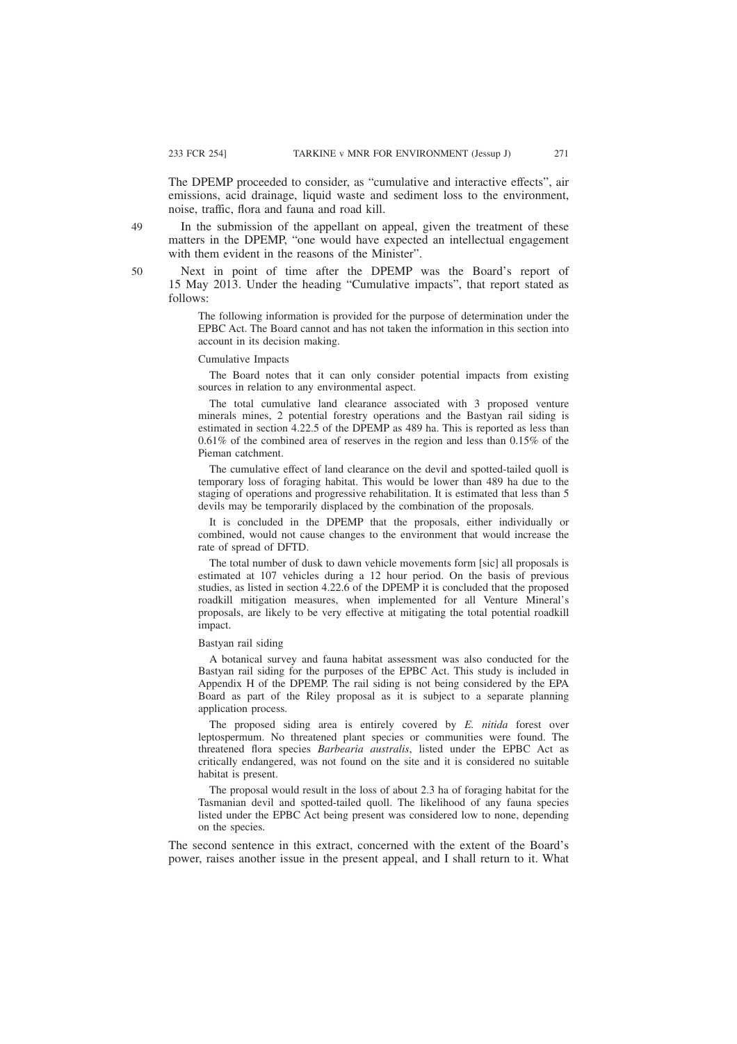The DPEMP proceeded to consider, as "cumulative and interactive effects", air emissions, acid drainage, liquid waste and sediment loss to the environment, noise, traffic, flora and fauna and road kill.

49 In the submission of the appellant on appeal, given the treatment of these matters in the DPEMP, "one would have expected an intellectual engagement with them evident in the reasons of the Minister".

50 Next in point of time after the DPEMP was the Board's report of 15 May 2013. Under the heading "Cumulative impacts", that report stated as follows:

> The following information is provided for the purpose of determination under the EPBC Act. The Board cannot and has not taken the information in this section into account in its decision making.
>
> Cumulative Impacts
>
> The Board notes that it can only consider potential impacts from existing sources in relation to any environmental aspect.
>
> The total cumulative land clearance associated with 3 proposed venture minerals mines, 2 potential forestry operations and the Bastyan rail siding is estimated in section 4.22.5 of the DPEMP as 489 ha. This is reported as less than 0.61% of the combined area of reserves in the region and less than 0.15% of the Pieman catchment.
>
> The cumulative effect of land clearance on the devil and spotted-tailed quoll is temporary loss of foraging habitat. This would be lower than 489 ha due to the staging of operations and progressive rehabilitation. It is estimated that less than 5 devils may be temporarily displaced by the combination of the proposals.
>
> It is concluded in the DPEMP that the proposals, either individually or combined, would not cause changes to the environment that would increase the rate of spread of DFTD.
>
> The total number of dusk to dawn vehicle movements form [sic] all proposals is estimated at 107 vehicles during a 12 hour period. On the basis of previous studies, as listed in section 4.22.6 of the DPEMP it is concluded that the proposed roadkill mitigation measures, when implemented for all Venture Mineral's proposals, are likely to be very effective at mitigating the total potential roadkill impact.
>
> Bastyan rail siding
>
> A botanical survey and fauna habitat assessment was also conducted for the Bastyan rail siding for the purposes of the EPBC Act. This study is included in Appendix H of the DPEMP. The rail siding is not being considered by the EPA Board as part of the Riley proposal as it is subject to a separate planning application process.
>
> The proposed siding area is entirely covered by *E. nitida* forest over leptospermum. No threatened plant species or communities were found. The threatened flora species *Barbearia australis*, listed under the EPBC Act as critically endangered, was not found on the site and it is considered no suitable habitat is present.
>
> The proposal would result in the loss of about 2.3 ha of foraging habitat for the Tasmanian devil and spotted-tailed quoll. The likelihood of any fauna species listed under the EPBC Act being present was considered low to none, depending on the species.

The second sentence in this extract, concerned with the extent of the Board's power, raises another issue in the present appeal, and I shall return to it. What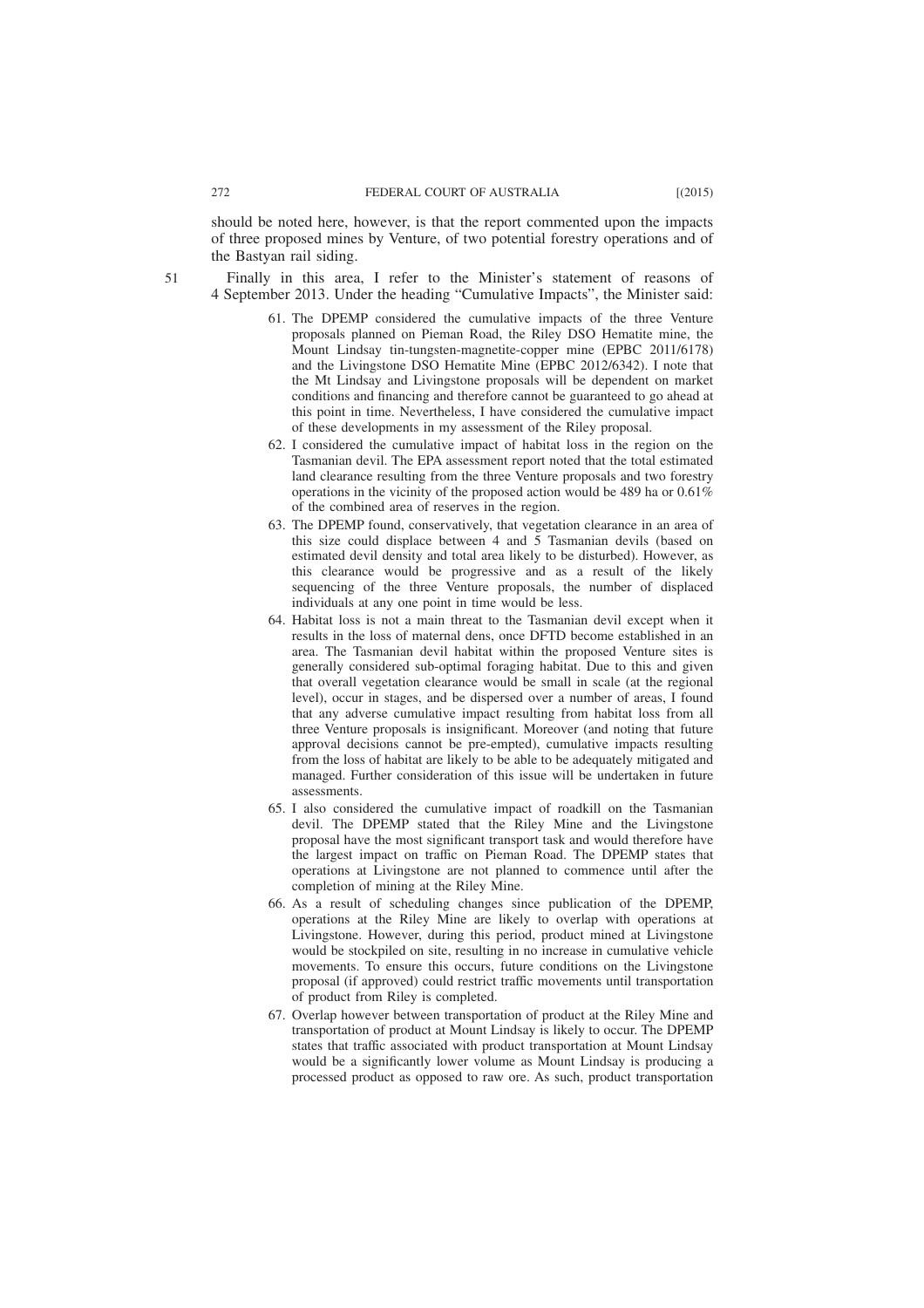should be noted here, however, is that the report commented upon the impacts of three proposed mines by Venture, of two potential forestry operations and of the Bastyan rail siding.

51 Finally in this area, I refer to the Minister's statement of reasons of 4 September 2013. Under the heading "Cumulative Impacts", the Minister said:

> 61. The DPEMP considered the cumulative impacts of the three Venture proposals planned on Pieman Road, the Riley DSO Hematite mine, the Mount Lindsay tin-tungsten-magnetite-copper mine (EPBC 2011/6178) and the Livingstone DSO Hematite Mine (EPBC 2012/6342). I note that the Mt Lindsay and Livingstone proposals will be dependent on market conditions and financing and therefore cannot be guaranteed to go ahead at this point in time. Nevertheless, I have considered the cumulative impact of these developments in my assessment of the Riley proposal.
>
> 62. I considered the cumulative impact of habitat loss in the region on the Tasmanian devil. The EPA assessment report noted that the total estimated land clearance resulting from the three Venture proposals and two forestry operations in the vicinity of the proposed action would be 489 ha or 0.61% of the combined area of reserves in the region.
>
> 63. The DPEMP found, conservatively, that vegetation clearance in an area of this size could displace between 4 and 5 Tasmanian devils (based on estimated devil density and total area likely to be disturbed). However, as this clearance would be progressive and as a result of the likely sequencing of the three Venture proposals, the number of displaced individuals at any one point in time would be less.
>
> 64. Habitat loss is not a main threat to the Tasmanian devil except when it results in the loss of maternal dens, once DFTD become established in an area. The Tasmanian devil habitat within the proposed Venture sites is generally considered sub-optimal foraging habitat. Due to this and given that overall vegetation clearance would be small in scale (at the regional level), occur in stages, and be dispersed over a number of areas, I found that any adverse cumulative impact resulting from habitat loss from all three Venture proposals is insignificant. Moreover (and noting that future approval decisions cannot be pre-empted), cumulative impacts resulting from the loss of habitat are likely to be able to be adequately mitigated and managed. Further consideration of this issue will be undertaken in future assessments.
>
> 65. I also considered the cumulative impact of roadkill on the Tasmanian devil. The DPEMP stated that the Riley Mine and the Livingstone proposal have the most significant transport task and would therefore have the largest impact on traffic on Pieman Road. The DPEMP states that operations at Livingstone are not planned to commence until after the completion of mining at the Riley Mine.
>
> 66. As a result of scheduling changes since publication of the DPEMP, operations at the Riley Mine are likely to overlap with operations at Livingstone. However, during this period, product mined at Livingstone would be stockpiled on site, resulting in no increase in cumulative vehicle movements. To ensure this occurs, future conditions on the Livingstone proposal (if approved) could restrict traffic movements until transportation of product from Riley is completed.
>
> 67. Overlap however between transportation of product at the Riley Mine and transportation of product at Mount Lindsay is likely to occur. The DPEMP states that traffic associated with product transportation at Mount Lindsay would be a significantly lower volume as Mount Lindsay is producing a processed product as opposed to raw ore. As such, product transportation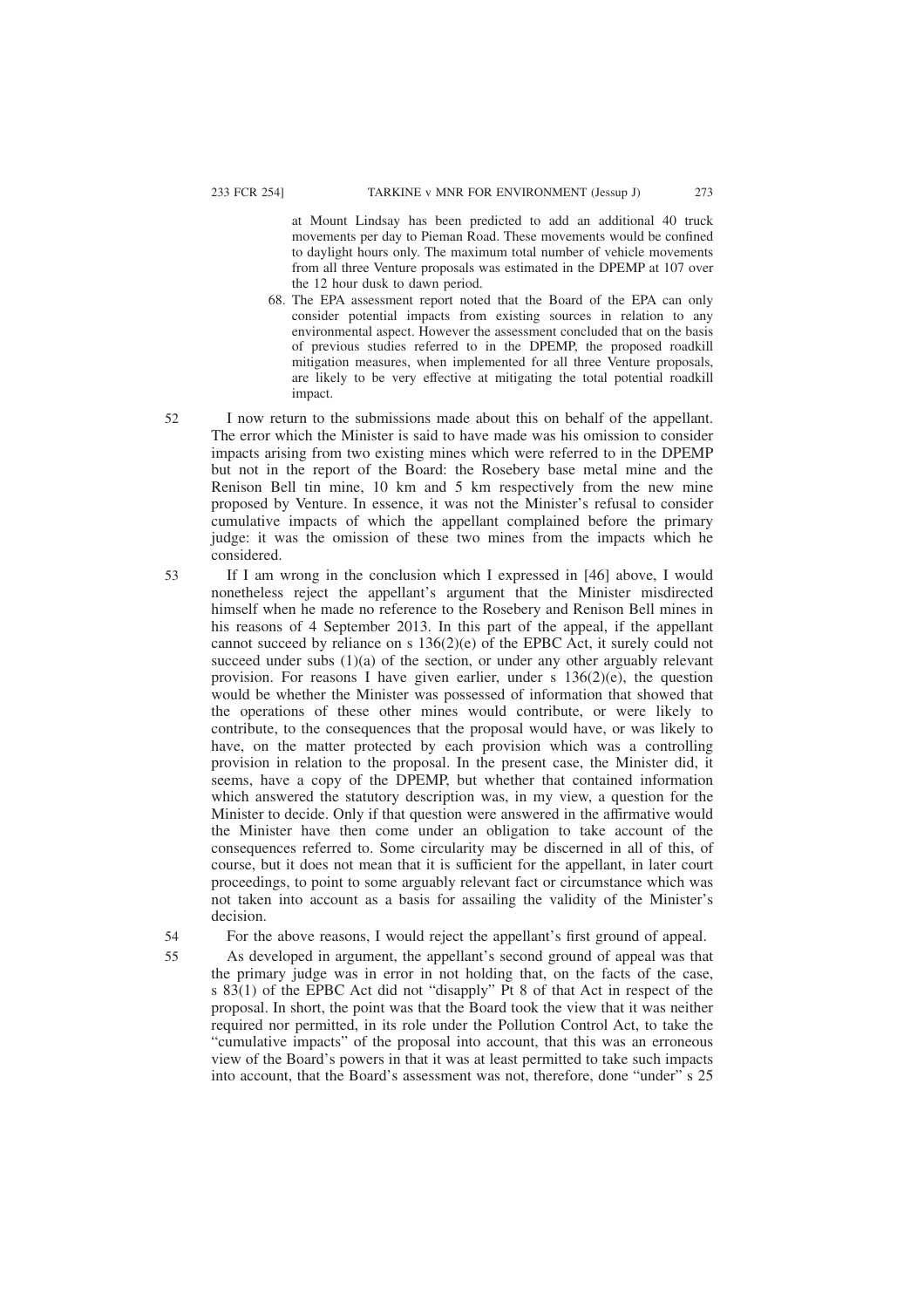at Mount Lindsay has been predicted to add an additional 40 truck movements per day to Pieman Road. These movements would be confined to daylight hours only. The maximum total number of vehicle movements from all three Venture proposals was estimated in the DPEMP at 107 over the 12 hour dusk to dawn period.

> 68. The EPA assessment report noted that the Board of the EPA can only consider potential impacts from existing sources in relation to any environmental aspect. However the assessment concluded that on the basis of previous studies referred to in the DPEMP, the proposed roadkill mitigation measures, when implemented for all three Venture proposals, are likely to be very effective at mitigating the total potential roadkill impact.

52 I now return to the submissions made about this on behalf of the appellant. The error which the Minister is said to have made was his omission to consider impacts arising from two existing mines which were referred to in the DPEMP but not in the report of the Board: the Rosebery base metal mine and the Renison Bell tin mine, 10 km and 5 km respectively from the new mine proposed by Venture. In essence, it was not the Minister's refusal to consider cumulative impacts of which the appellant complained before the primary judge: it was the omission of these two mines from the impacts which he considered.

53 If I am wrong in the conclusion which I expressed in [46] above, I would nonetheless reject the appellant's argument that the Minister misdirected himself when he made no reference to the Rosebery and Renison Bell mines in his reasons of 4 September 2013. In this part of the appeal, if the appellant cannot succeed by reliance on s 136(2)(e) of the EPBC Act, it surely could not succeed under subs (1)(a) of the section, or under any other arguably relevant provision. For reasons I have given earlier, under s 136(2)(e), the question would be whether the Minister was possessed of information that showed that the operations of these other mines would contribute, or were likely to contribute, to the consequences that the proposal would have, or was likely to have, on the matter protected by each provision which was a controlling provision in relation to the proposal. In the present case, the Minister did, it seems, have a copy of the DPEMP, but whether that contained information which answered the statutory description was, in my view, a question for the Minister to decide. Only if that question were answered in the affirmative would the Minister have then come under an obligation to take account of the consequences referred to. Some circularity may be discerned in all of this, of course, but it does not mean that it is sufficient for the appellant, in later court proceedings, to point to some arguably relevant fact or circumstance which was not taken into account as a basis for assailing the validity of the Minister's decision.

54 For the above reasons, I would reject the appellant's first ground of appeal.

55 As developed in argument, the appellant's second ground of appeal was that the primary judge was in error in not holding that, on the facts of the case, s 83(1) of the EPBC Act did not "disapply" Pt 8 of that Act in respect of the proposal. In short, the point was that the Board took the view that it was neither required nor permitted, in its role under the Pollution Control Act, to take the "cumulative impacts" of the proposal into account, that this was an erroneous view of the Board's powers in that it was at least permitted to take such impacts into account, that the Board's assessment was not, therefore, done "under" s 25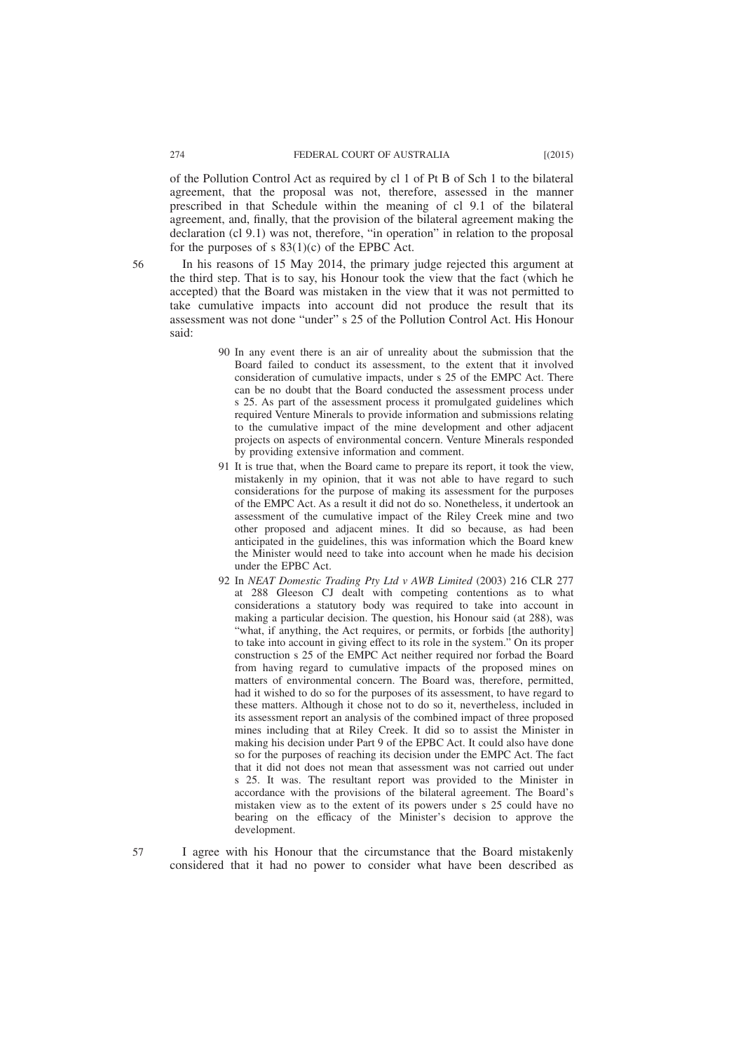of the Pollution Control Act as required by cl 1 of Pt B of Sch 1 to the bilateral agreement, that the proposal was not, therefore, assessed in the manner prescribed in that Schedule within the meaning of cl 9.1 of the bilateral agreement, and, finally, that the provision of the bilateral agreement making the declaration (cl 9.1) was not, therefore, "in operation" in relation to the proposal for the purposes of s 83(1)(c) of the EPBC Act.

56 In his reasons of 15 May 2014, the primary judge rejected this argument at the third step. That is to say, his Honour took the view that the fact (which he accepted) that the Board was mistaken in the view that it was not permitted to take cumulative impacts into account did not produce the result that its assessment was not done "under" s 25 of the Pollution Control Act. His Honour said:

> 90 In any event there is an air of unreality about the submission that the Board failed to conduct its assessment, to the extent that it involved consideration of cumulative impacts, under s 25 of the EMPC Act. There can be no doubt that the Board conducted the assessment process under s 25. As part of the assessment process it promulgated guidelines which required Venture Minerals to provide information and submissions relating to the cumulative impact of the mine development and other adjacent projects on aspects of environmental concern. Venture Minerals responded by providing extensive information and comment.
>
> 91 It is true that, when the Board came to prepare its report, it took the view, mistakenly in my opinion, that it was not able to have regard to such considerations for the purpose of making its assessment for the purposes of the EMPC Act. As a result it did not do so. Nonetheless, it undertook an assessment of the cumulative impact of the Riley Creek mine and two other proposed and adjacent mines. It did so because, as had been anticipated in the guidelines, this was information which the Board knew the Minister would need to take into account when he made his decision under the EPBC Act.
>
> 92 In *NEAT Domestic Trading Pty Ltd v AWB Limited* (2003) 216 CLR 277 at 288 Gleeson CJ dealt with competing contentions as to what considerations a statutory body was required to take into account in making a particular decision. The question, his Honour said (at 288), was "what, if anything, the Act requires, or permits, or forbids [the authority] to take into account in giving effect to its role in the system." On its proper construction s 25 of the EMPC Act neither required nor forbad the Board from having regard to cumulative impacts of the proposed mines on matters of environmental concern. The Board was, therefore, permitted, had it wished to do so for the purposes of its assessment, to have regard to these matters. Although it chose not to do so it, nevertheless, included in its assessment report an analysis of the combined impact of three proposed mines including that at Riley Creek. It did so to assist the Minister in making his decision under Part 9 of the EPBC Act. It could also have done so for the purposes of reaching its decision under the EMPC Act. The fact that it did not does not mean that assessment was not carried out under s 25. It was. The resultant report was provided to the Minister in accordance with the provisions of the bilateral agreement. The Board's mistaken view as to the extent of its powers under s 25 could have no bearing on the efficacy of the Minister's decision to approve the development.

57 I agree with his Honour that the circumstance that the Board mistakenly considered that it had no power to consider what have been described as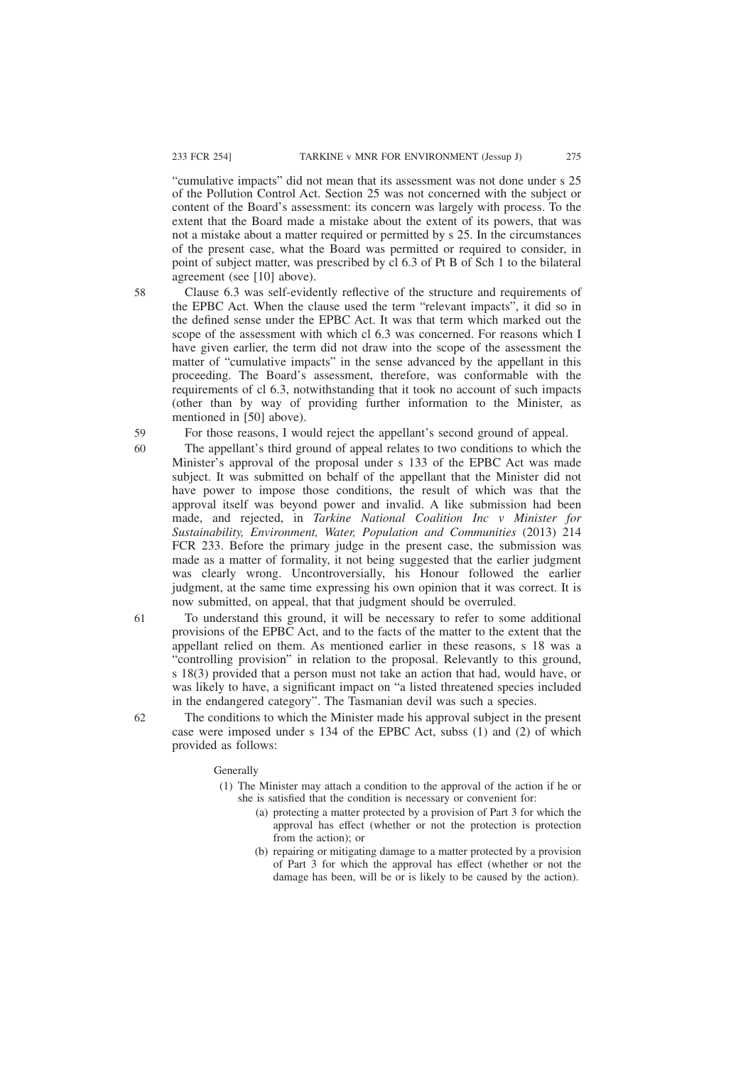"cumulative impacts" did not mean that its assessment was not done under s 25 of the Pollution Control Act. Section 25 was not concerned with the subject or content of the Board's assessment: its concern was largely with process. To the extent that the Board made a mistake about the extent of its powers, that was not a mistake about a matter required or permitted by s 25. In the circumstances of the present case, what the Board was permitted or required to consider, in point of subject matter, was prescribed by cl 6.3 of Pt B of Sch 1 to the bilateral agreement (see [10] above).

58 Clause 6.3 was self-evidently reflective of the structure and requirements of the EPBC Act. When the clause used the term "relevant impacts", it did so in the defined sense under the EPBC Act. It was that term which marked out the scope of the assessment with which cl 6.3 was concerned. For reasons which I have given earlier, the term did not draw into the scope of the assessment the matter of "cumulative impacts" in the sense advanced by the appellant in this proceeding. The Board's assessment, therefore, was conformable with the requirements of cl 6.3, notwithstanding that it took no account of such impacts (other than by way of providing further information to the Minister, as mentioned in [50] above).

59 For those reasons, I would reject the appellant's second ground of appeal.

60 The appellant's third ground of appeal relates to two conditions to which the Minister's approval of the proposal under s 133 of the EPBC Act was made subject. It was submitted on behalf of the appellant that the Minister did not have power to impose those conditions, the result of which was that the approval itself was beyond power and invalid. A like submission had been made, and rejected, in *Tarkine National Coalition Inc v Minister for Sustainability, Environment, Water, Population and Communities* (2013) 214 FCR 233. Before the primary judge in the present case, the submission was made as a matter of formality, it not being suggested that the earlier judgment was clearly wrong. Uncontroversially, his Honour followed the earlier judgment, at the same time expressing his own opinion that it was correct. It is now submitted, on appeal, that that judgment should be overruled.

61 To understand this ground, it will be necessary to refer to some additional provisions of the EPBC Act, and to the facts of the matter to the extent that the appellant relied on them. As mentioned earlier in these reasons, s 18 was a "controlling provision" in relation to the proposal. Relevantly to this ground, s 18(3) provided that a person must not take an action that had, would have, or was likely to have, a significant impact on "a listed threatened species included in the endangered category". The Tasmanian devil was such a species.

62 The conditions to which the Minister made his approval subject in the present case were imposed under s 134 of the EPBC Act, subss (1) and (2) of which provided as follows:

> Generally
>
> (1) The Minister may attach a condition to the approval of the action if he or she is satisfied that the condition is necessary or convenient for:
>
> (a) protecting a matter protected by a provision of Part 3 for which the approval has effect (whether or not the protection is protection from the action); or
>
> (b) repairing or mitigating damage to a matter protected by a provision of Part 3 for which the approval has effect (whether or not the damage has been, will be or is likely to be caused by the action).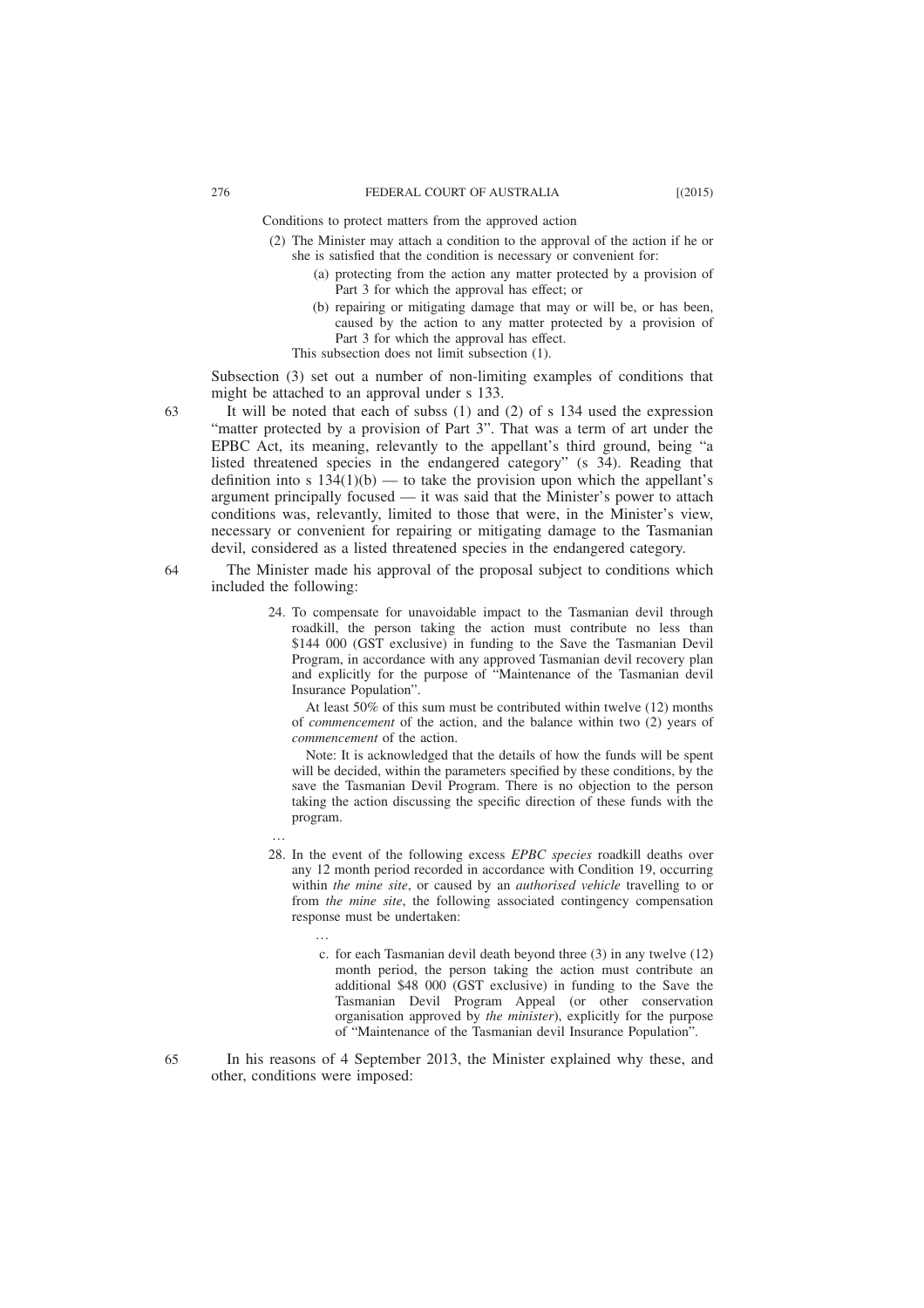Conditions to protect matters from the approved action

> (2) The Minister may attach a condition to the approval of the action if he or she is satisfied that the condition is necessary or convenient for:
>
> > (a) protecting from the action any matter protected by a provision of Part 3 for which the approval has effect; or
> >
> > (b) repairing or mitigating damage that may or will be, or has been, caused by the action to any matter protected by a provision of Part 3 for which the approval has effect.
>
> This subsection does not limit subsection (1).

Subsection (3) set out a number of non-limiting examples of conditions that might be attached to an approval under s 133.

63 It will be noted that each of subss (1) and (2) of s 134 used the expression "matter protected by a provision of Part 3". That was a term of art under the EPBC Act, its meaning, relevantly to the appellant's third ground, being "a listed threatened species in the endangered category" (s 34). Reading that definition into s 134(1)(b) — to take the provision upon which the appellant's argument principally focused — it was said that the Minister's power to attach conditions was, relevantly, limited to those that were, in the Minister's view, necessary or convenient for repairing or mitigating damage to the Tasmanian devil, considered as a listed threatened species in the endangered category.

64 The Minister made his approval of the proposal subject to conditions which included the following:

> 24. To compensate for unavoidable impact to the Tasmanian devil through roadkill, the person taking the action must contribute no less than $144 000 (GST exclusive) in funding to the Save the Tasmanian Devil Program, in accordance with any approved Tasmanian devil recovery plan and explicitly for the purpose of "Maintenance of the Tasmanian devil Insurance Population".
>
> At least 50% of this sum must be contributed within twelve (12) months of *commencement* of the action, and the balance within two (2) years of *commencement* of the action.
>
> Note: It is acknowledged that the details of how the funds will be spent will be decided, within the parameters specified by these conditions, by the save the Tasmanian Devil Program. There is no objection to the person taking the action discussing the specific direction of these funds with the program.
>
> …
>
> 28. In the event of the following excess *EPBC species* roadkill deaths over any 12 month period recorded in accordance with Condition 19, occurring within *the mine site*, or caused by an *authorised vehicle* travelling to or from *the mine site*, the following associated contingency compensation response must be undertaken:
>
> > …
> >
> > c. for each Tasmanian devil death beyond three (3) in any twelve (12) month period, the person taking the action must contribute an additional $48 000 (GST exclusive) in funding to the Save the Tasmanian Devil Program Appeal (or other conservation organisation approved by *the minister*), explicitly for the purpose of "Maintenance of the Tasmanian devil Insurance Population".

65 In his reasons of 4 September 2013, the Minister explained why these, and other, conditions were imposed: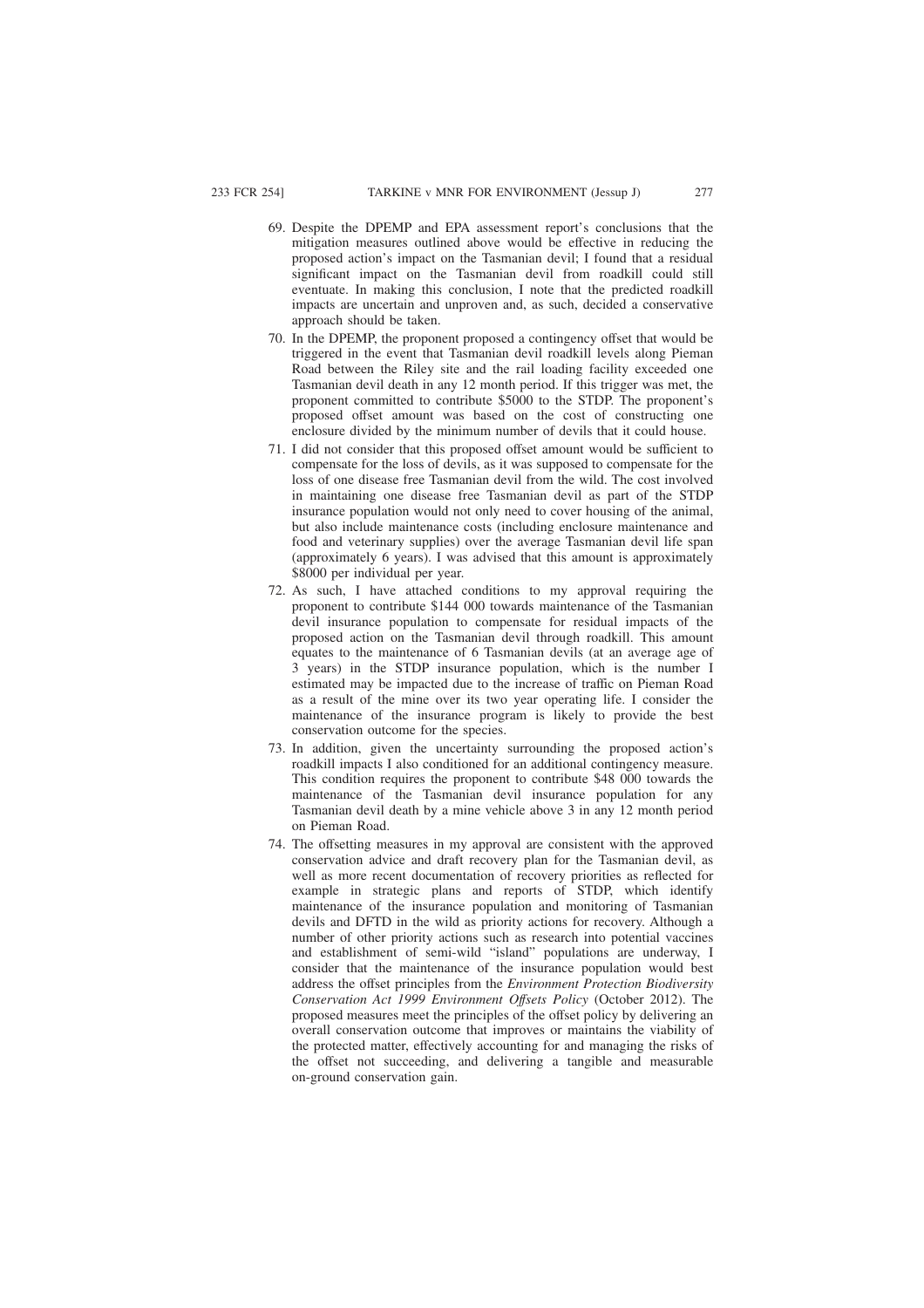69. Despite the DPEMP and EPA assessment report's conclusions that the mitigation measures outlined above would be effective in reducing the proposed action's impact on the Tasmanian devil; I found that a residual significant impact on the Tasmanian devil from roadkill could still eventuate. In making this conclusion, I note that the predicted roadkill impacts are uncertain and unproven and, as such, decided a conservative approach should be taken.

70. In the DPEMP, the proponent proposed a contingency offset that would be triggered in the event that Tasmanian devil roadkill levels along Pieman Road between the Riley site and the rail loading facility exceeded one Tasmanian devil death in any 12 month period. If this trigger was met, the proponent committed to contribute $5000 to the STDP. The proponent's proposed offset amount was based on the cost of constructing one enclosure divided by the minimum number of devils that it could house.

71. I did not consider that this proposed offset amount would be sufficient to compensate for the loss of devils, as it was supposed to compensate for the loss of one disease free Tasmanian devil from the wild. The cost involved in maintaining one disease free Tasmanian devil as part of the STDP insurance population would not only need to cover housing of the animal, but also include maintenance costs (including enclosure maintenance and food and veterinary supplies) over the average Tasmanian devil life span (approximately 6 years). I was advised that this amount is approximately $8000 per individual per year.

72. As such, I have attached conditions to my approval requiring the proponent to contribute $144 000 towards maintenance of the Tasmanian devil insurance population to compensate for residual impacts of the proposed action on the Tasmanian devil through roadkill. This amount equates to the maintenance of 6 Tasmanian devils (at an average age of 3 years) in the STDP insurance population, which is the number I estimated may be impacted due to the increase of traffic on Pieman Road as a result of the mine over its two year operating life. I consider the maintenance of the insurance program is likely to provide the best conservation outcome for the species.

73. In addition, given the uncertainty surrounding the proposed action's roadkill impacts I also conditioned for an additional contingency measure. This condition requires the proponent to contribute $48 000 towards the maintenance of the Tasmanian devil insurance population for any Tasmanian devil death by a mine vehicle above 3 in any 12 month period on Pieman Road.

74. The offsetting measures in my approval are consistent with the approved conservation advice and draft recovery plan for the Tasmanian devil, as well as more recent documentation of recovery priorities as reflected for example in strategic plans and reports of STDP, which identify maintenance of the insurance population and monitoring of Tasmanian devils and DFTD in the wild as priority actions for recovery. Although a number of other priority actions such as research into potential vaccines and establishment of semi-wild "island" populations are underway, I consider that the maintenance of the insurance population would best address the offset principles from the *Environment Protection Biodiversity Conservation Act 1999 Environment Offsets Policy* (October 2012). The proposed measures meet the principles of the offset policy by delivering an overall conservation outcome that improves or maintains the viability of the protected matter, effectively accounting for and managing the risks of the offset not succeeding, and delivering a tangible and measurable on-ground conservation gain.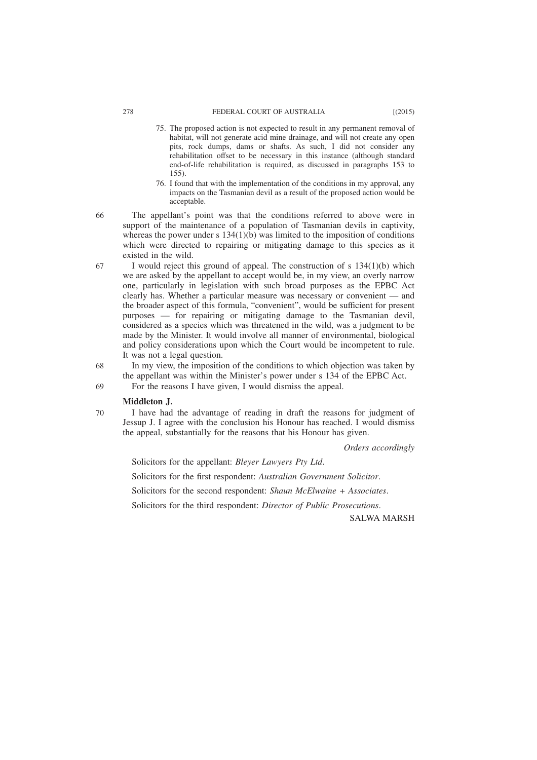75. The proposed action is not expected to result in any permanent removal of habitat, will not generate acid mine drainage, and will not create any open pits, rock dumps, dams or shafts. As such, I did not consider any rehabilitation offset to be necessary in this instance (although standard end-of-life rehabilitation is required, as discussed in paragraphs 153 to 155).

76. I found that with the implementation of the conditions in my approval, any impacts on the Tasmanian devil as a result of the proposed action would be acceptable.

66 The appellant's point was that the conditions referred to above were in support of the maintenance of a population of Tasmanian devils in captivity, whereas the power under s 134(1)(b) was limited to the imposition of conditions which were directed to repairing or mitigating damage to this species as it existed in the wild.

67 I would reject this ground of appeal. The construction of s 134(1)(b) which we are asked by the appellant to accept would be, in my view, an overly narrow one, particularly in legislation with such broad purposes as the EPBC Act clearly has. Whether a particular measure was necessary or convenient — and the broader aspect of this formula, "convenient", would be sufficient for present purposes — for repairing or mitigating damage to the Tasmanian devil, considered as a species which was threatened in the wild, was a judgment to be made by the Minister. It would involve all manner of environmental, biological and policy considerations upon which the Court would be incompetent to rule. It was not a legal question.

68 In my view, the imposition of the conditions to which objection was taken by the appellant was within the Minister's power under s 134 of the EPBC Act.

69 For the reasons I have given, I would dismiss the appeal.

**Middleton J.**

70 I have had the advantage of reading in draft the reasons for judgment of Jessup J. I agree with the conclusion his Honour has reached. I would dismiss the appeal, substantially for the reasons that his Honour has given.

*Orders accordingly*

Solicitors for the appellant: *Bleyer Lawyers Pty Ltd*.

Solicitors for the first respondent: *Australian Government Solicitor*.

Solicitors for the second respondent: *Shaun McElwaine + Associates*.

Solicitors for the third respondent: *Director of Public Prosecutions*.

SALWA MARSH